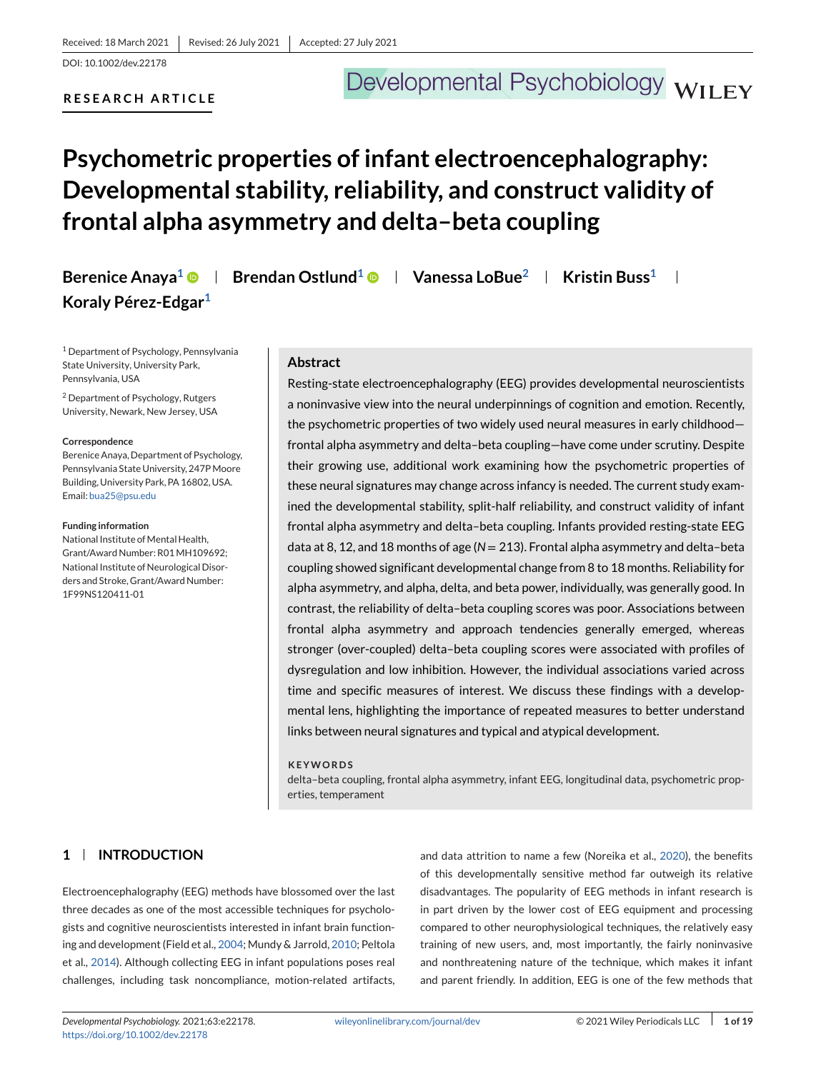Received: 18 March 2021 | Revised: 26 July 2021 | Accepted: 27 July 2021

DOI: 10.1002/dev.22178

**RESEARCH ARTICLE**

# Psychometric properties of infant electroencephalography: Developmental stability, reliability, and construct validity of frontal alpha asymmetry and delta–beta coupling

**Berenice Anaya[1] | Brendan Ostlund[1] | Vanessa LoBue[2] | Kristin Buss[1] | Koraly Pérez-Edgar[1]**

[1] Department of Psychology, Pennsylvania State University, University Park, Pennsylvania, USA

[2] Department of Psychology, Rutgers University, Newark, New Jersey, USA

**Correspondence**
Berenice Anaya, Department of Psychology, Pennsylvania State University, 247P Moore Building, University Park, PA 16802, USA.
Email: bua25@psu.edu

**Funding information**
National Institute of Mental Health, Grant/Award Number: R01 MH109692; National Institute of Neurological Disorders and Stroke, Grant/Award Number: 1F99NS120411-01

## Abstract

Resting-state electroencephalography (EEG) provides developmental neuroscientists a noninvasive view into the neural underpinnings of cognition and emotion. Recently, the psychometric properties of two widely used neural measures in early childhood—frontal alpha asymmetry and delta–beta coupling—have come under scrutiny. Despite their growing use, additional work examining how the psychometric properties of these neural signatures may change across infancy is needed. The current study examined the developmental stability, split-half reliability, and construct validity of infant frontal alpha asymmetry and delta–beta coupling. Infants provided resting-state EEG data at 8, 12, and 18 months of age ($N = 213$). Frontal alpha asymmetry and delta–beta coupling showed significant developmental change from 8 to 18 months. Reliability for alpha asymmetry, and alpha, delta, and beta power, individually, was generally good. In contrast, the reliability of delta–beta coupling scores was poor. Associations between frontal alpha asymmetry and approach tendencies generally emerged, whereas stronger (over-coupled) delta–beta coupling scores were associated with profiles of dysregulation and low inhibition. However, the individual associations varied across time and specific measures of interest. We discuss these findings with a developmental lens, highlighting the importance of repeated measures to better understand links between neural signatures and typical and atypical development.

**KEYWORDS**
delta–beta coupling, frontal alpha asymmetry, infant EEG, longitudinal data, psychometric properties, temperament

## 1 | INTRODUCTION

Electroencephalography (EEG) methods have blossomed over the last three decades as one of the most accessible techniques for psychologists and cognitive neuroscientists interested in infant brain functioning and development (Field et al., 2004; Mundy & Jarrold, 2010; Peltola et al., 2014). Although collecting EEG in infant populations poses real challenges, including task noncompliance, motion-related artifacts, and data attrition to name a few (Noreika et al., 2020), the benefits of this developmentally sensitive method far outweigh its relative disadvantages. The popularity of EEG methods in infant research is in part driven by the lower cost of EEG equipment and processing compared to other neurophysiological techniques, the relatively easy training of new users, and, most importantly, the fairly noninvasive and nonthreatening nature of the technique, which makes it infant and parent friendly. In addition, EEG is one of the few methods that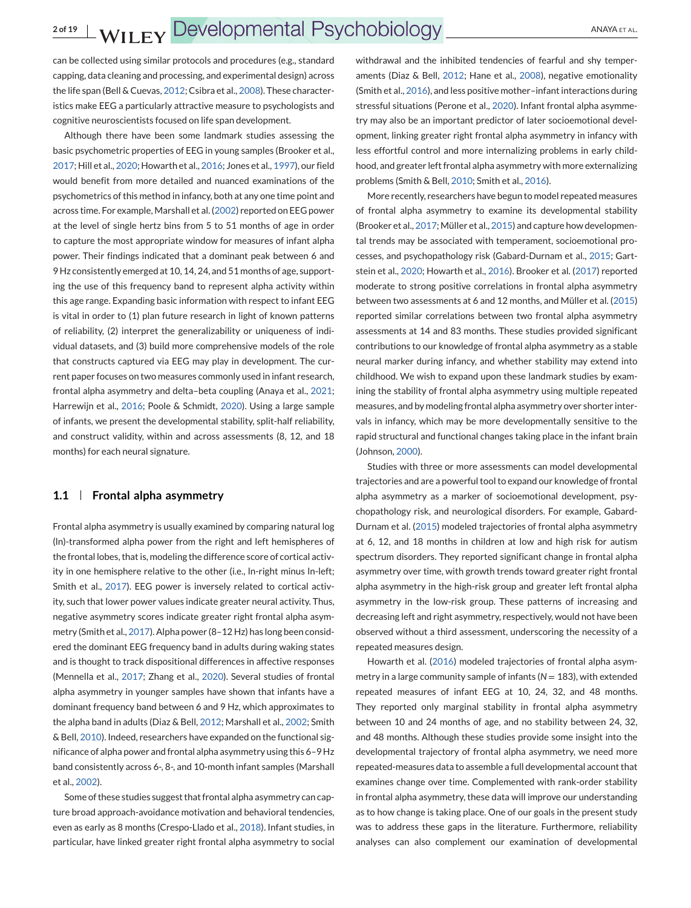can be collected using similar protocols and procedures (e.g., standard capping, data cleaning and processing, and experimental design) across the life span (Bell & Cuevas, 2012; Csibra et al., 2008). These characteristics make EEG a particularly attractive measure to psychologists and cognitive neuroscientists focused on life span development.

Although there have been some landmark studies assessing the basic psychometric properties of EEG in young samples (Brooker et al., 2017; Hill et al., 2020; Howarth et al., 2016; Jones et al., 1997), our field would benefit from more detailed and nuanced examinations of the psychometrics of this method in infancy, both at any one time point and across time. For example, Marshall et al. (2002) reported on EEG power at the level of single hertz bins from 5 to 51 months of age in order to capture the most appropriate window for measures of infant alpha power. Their findings indicated that a dominant peak between 6 and 9 Hz consistently emerged at 10, 14, 24, and 51 months of age, supporting the use of this frequency band to represent alpha activity within this age range. Expanding basic information with respect to infant EEG is vital in order to (1) plan future research in light of known patterns of reliability, (2) interpret the generalizability or uniqueness of individual datasets, and (3) build more comprehensive models of the role that constructs captured via EEG may play in development. The current paper focuses on two measures commonly used in infant research, frontal alpha asymmetry and delta–beta coupling (Anaya et al., 2021; Harrewijn et al., 2016; Poole & Schmidt, 2020). Using a large sample of infants, we present the developmental stability, split-half reliability, and construct validity, within and across assessments (8, 12, and 18 months) for each neural signature.

### 1.1 Frontal alpha asymmetry

Frontal alpha asymmetry is usually examined by comparing natural log (ln)-transformed alpha power from the right and left hemispheres of the frontal lobes, that is, modeling the difference score of cortical activity in one hemisphere relative to the other (i.e., ln-right minus ln-left; Smith et al., 2017). EEG power is inversely related to cortical activity, such that lower power values indicate greater neural activity. Thus, negative asymmetry scores indicate greater right frontal alpha asymmetry (Smith et al., 2017). Alpha power (8–12 Hz) has long been considered the dominant EEG frequency band in adults during waking states and is thought to track dispositional differences in affective responses (Mennella et al., 2017; Zhang et al., 2020). Several studies of frontal alpha asymmetry in younger samples have shown that infants have a dominant frequency band between 6 and 9 Hz, which approximates to the alpha band in adults (Diaz & Bell, 2012; Marshall et al., 2002; Smith & Bell, 2010). Indeed, researchers have expanded on the functional significance of alpha power and frontal alpha asymmetry using this 6–9 Hz band consistently across 6-, 8-, and 10-month infant samples (Marshall et al., 2002).

Some of these studies suggest that frontal alpha asymmetry can capture broad approach-avoidance motivation and behavioral tendencies, even as early as 8 months (Crespo-Llado et al., 2018). Infant studies, in particular, have linked greater right frontal alpha asymmetry to social withdrawal and the inhibited tendencies of fearful and shy temperaments (Diaz & Bell, 2012; Hane et al., 2008), negative emotionality (Smith et al., 2016), and less positive mother–infant interactions during stressful situations (Perone et al., 2020). Infant frontal alpha asymmetry may also be an important predictor of later socioemotional development, linking greater right frontal alpha asymmetry in infancy with less effortful control and more internalizing problems in early childhood, and greater left frontal alpha asymmetry with more externalizing problems (Smith & Bell, 2010; Smith et al., 2016).

More recently, researchers have begun to model repeated measures of frontal alpha asymmetry to examine its developmental stability (Brooker et al., 2017; Müller et al., 2015) and capture how developmental trends may be associated with temperament, socioemotional processes, and psychopathology risk (Gabard-Durnam et al., 2015; Gartstein et al., 2020; Howarth et al., 2016). Brooker et al. (2017) reported moderate to strong positive correlations in frontal alpha asymmetry between two assessments at 6 and 12 months, and Müller et al. (2015) reported similar correlations between two frontal alpha asymmetry assessments at 14 and 83 months. These studies provided significant contributions to our knowledge of frontal alpha asymmetry as a stable neural marker during infancy, and whether stability may extend into childhood. We wish to expand upon these landmark studies by examining the stability of frontal alpha asymmetry using multiple repeated measures, and by modeling frontal alpha asymmetry over shorter intervals in infancy, which may be more developmentally sensitive to the rapid structural and functional changes taking place in the infant brain (Johnson, 2000).

Studies with three or more assessments can model developmental trajectories and are a powerful tool to expand our knowledge of frontal alpha asymmetry as a marker of socioemotional development, psychopathology risk, and neurological disorders. For example, Gabard-Durnam et al. (2015) modeled trajectories of frontal alpha asymmetry at 6, 12, and 18 months in children at low and high risk for autism spectrum disorders. They reported significant change in frontal alpha asymmetry over time, with growth trends toward greater right frontal alpha asymmetry in the high-risk group and greater left frontal alpha asymmetry in the low-risk group. These patterns of increasing and decreasing left and right asymmetry, respectively, would not have been observed without a third assessment, underscoring the necessity of a repeated measures design.

Howarth et al. (2016) modeled trajectories of frontal alpha asymmetry in a large community sample of infants ($N = 183$), with extended repeated measures of infant EEG at 10, 24, 32, and 48 months. They reported only marginal stability in frontal alpha asymmetry between 10 and 24 months of age, and no stability between 24, 32, and 48 months. Although these studies provide some insight into the developmental trajectory of frontal alpha asymmetry, we need more repeated-measures data to assemble a full developmental account that examines change over time. Complemented with rank-order stability in frontal alpha asymmetry, these data will improve our understanding as to how change is taking place. One of our goals in the present study was to address these gaps in the literature. Furthermore, reliability analyses can also complement our examination of developmental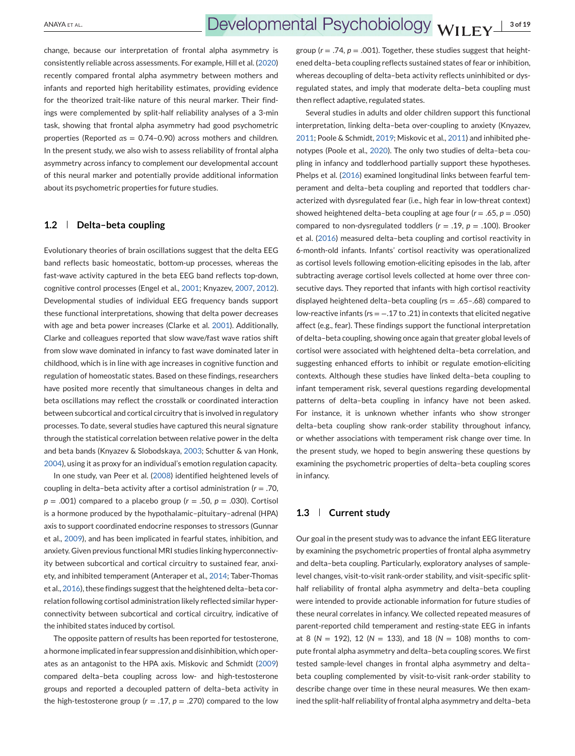change, because our interpretation of frontal alpha asymmetry is consistently reliable across assessments. For example, Hill et al. (2020) recently compared frontal alpha asymmetry between mothers and infants and reported high heritability estimates, providing evidence for the theorized trait-like nature of this neural marker. Their findings were complemented by split-half reliability analyses of a 3-min task, showing that frontal alpha asymmetry had good psychometric properties (Reported $\alpha$s = 0.74–0.90) across mothers and children. In the present study, we also wish to assess reliability of frontal alpha asymmetry across infancy to complement our developmental account of this neural marker and potentially provide additional information about its psychometric properties for future studies.

## 1.2 Delta–beta coupling

Evolutionary theories of brain oscillations suggest that the delta EEG band reflects basic homeostatic, bottom-up processes, whereas the fast-wave activity captured in the beta EEG band reflects top-down, cognitive control processes (Engel et al., 2001; Knyazev, 2007, 2012). Developmental studies of individual EEG frequency bands support these functional interpretations, showing that delta power decreases with age and beta power increases (Clarke et al. 2001). Additionally, Clarke and colleagues reported that slow wave/fast wave ratios shift from slow wave dominated in infancy to fast wave dominated later in childhood, which is in line with age increases in cognitive function and regulation of homeostatic states. Based on these findings, researchers have posited more recently that simultaneous changes in delta and beta oscillations may reflect the crosstalk or coordinated interaction between subcortical and cortical circuitry that is involved in regulatory processes. To date, several studies have captured this neural signature through the statistical correlation between relative power in the delta and beta bands (Knyazev & Slobodskaya, 2003; Schutter & van Honk, 2004), using it as proxy for an individual's emotion regulation capacity.

In one study, van Peer et al. (2008) identified heightened levels of coupling in delta–beta activity after a cortisol administration ($r$ = .70, $p$ = .001) compared to a placebo group ($r$ = .50, $p$ = .030). Cortisol is a hormone produced by the hypothalamic–pituitary–adrenal (HPA) axis to support coordinated endocrine responses to stressors (Gunnar et al., 2009), and has been implicated in fearful states, inhibition, and anxiety. Given previous functional MRI studies linking hyperconnectivity between subcortical and cortical circuitry to sustained fear, anxiety, and inhibited temperament (Anteraper et al., 2014; Taber-Thomas et al., 2016), these findings suggest that the heightened delta–beta correlation following cortisol administration likely reflected similar hyperconnectivity between subcortical and cortical circuitry, indicative of the inhibited states induced by cortisol.

The opposite pattern of results has been reported for testosterone, a hormone implicated in fear suppression and disinhibition, which operates as an antagonist to the HPA axis. Miskovic and Schmidt (2009) compared delta–beta coupling across low- and high-testosterone groups and reported a decoupled pattern of delta–beta activity in the high-testosterone group ($r$ = .17, $p$ = .270) compared to the low group ($r$ = .74, $p$ = .001). Together, these studies suggest that heightened delta–beta coupling reflects sustained states of fear or inhibition, whereas decoupling of delta–beta activity reflects uninhibited or dysregulated states, and imply that moderate delta–beta coupling must then reflect adaptive, regulated states.

Several studies in adults and older children support this functional interpretation, linking delta–beta over-coupling to anxiety (Knyazev, 2011; Poole & Schmidt, 2019; Miskovic et al., 2011) and inhibited phenotypes (Poole et al., 2020). The only two studies of delta–beta coupling in infancy and toddlerhood partially support these hypotheses. Phelps et al. (2016) examined longitudinal links between fearful temperament and delta–beta coupling and reported that toddlers characterized with dysregulated fear (i.e., high fear in low-threat context) showed heightened delta–beta coupling at age four ($r$ = .65, $p$ = .050) compared to non-dysregulated toddlers ($r$ = .19, $p$ = .100). Brooker et al. (2016) measured delta–beta coupling and cortisol reactivity in 6-month-old infants. Infants' cortisol reactivity was operationalized as cortisol levels following emotion-eliciting episodes in the lab, after subtracting average cortisol levels collected at home over three consecutive days. They reported that infants with high cortisol reactivity displayed heightened delta–beta coupling ($r$s = .65–.68) compared to low-reactive infants ($r$s = −.17 to .21) in contexts that elicited negative affect (e.g., fear). These findings support the functional interpretation of delta–beta coupling, showing once again that greater global levels of cortisol were associated with heightened delta–beta correlation, and suggesting enhanced efforts to inhibit or regulate emotion-eliciting contexts. Although these studies have linked delta–beta coupling to infant temperament risk, several questions regarding developmental patterns of delta–beta coupling in infancy have not been asked. For instance, it is unknown whether infants who show stronger delta–beta coupling show rank-order stability throughout infancy, or whether associations with temperament risk change over time. In the present study, we hoped to begin answering these questions by examining the psychometric properties of delta–beta coupling scores in infancy.

## 1.3 Current study

Our goal in the present study was to advance the infant EEG literature by examining the psychometric properties of frontal alpha asymmetry and delta–beta coupling. Particularly, exploratory analyses of sample-level changes, visit-to-visit rank-order stability, and visit-specific split-half reliability of frontal alpha asymmetry and delta–beta coupling were intended to provide actionable information for future studies of these neural correlates in infancy. We collected repeated measures of parent-reported child temperament and resting-state EEG in infants at 8 ($N$ = 192), 12 ($N$ = 133), and 18 ($N$ = 108) months to compute frontal alpha asymmetry and delta–beta coupling scores. We first tested sample-level changes in frontal alpha asymmetry and delta–beta coupling complemented by visit-to-visit rank-order stability to describe change over time in these neural measures. We then examined the split-half reliability of frontal alpha asymmetry and delta–beta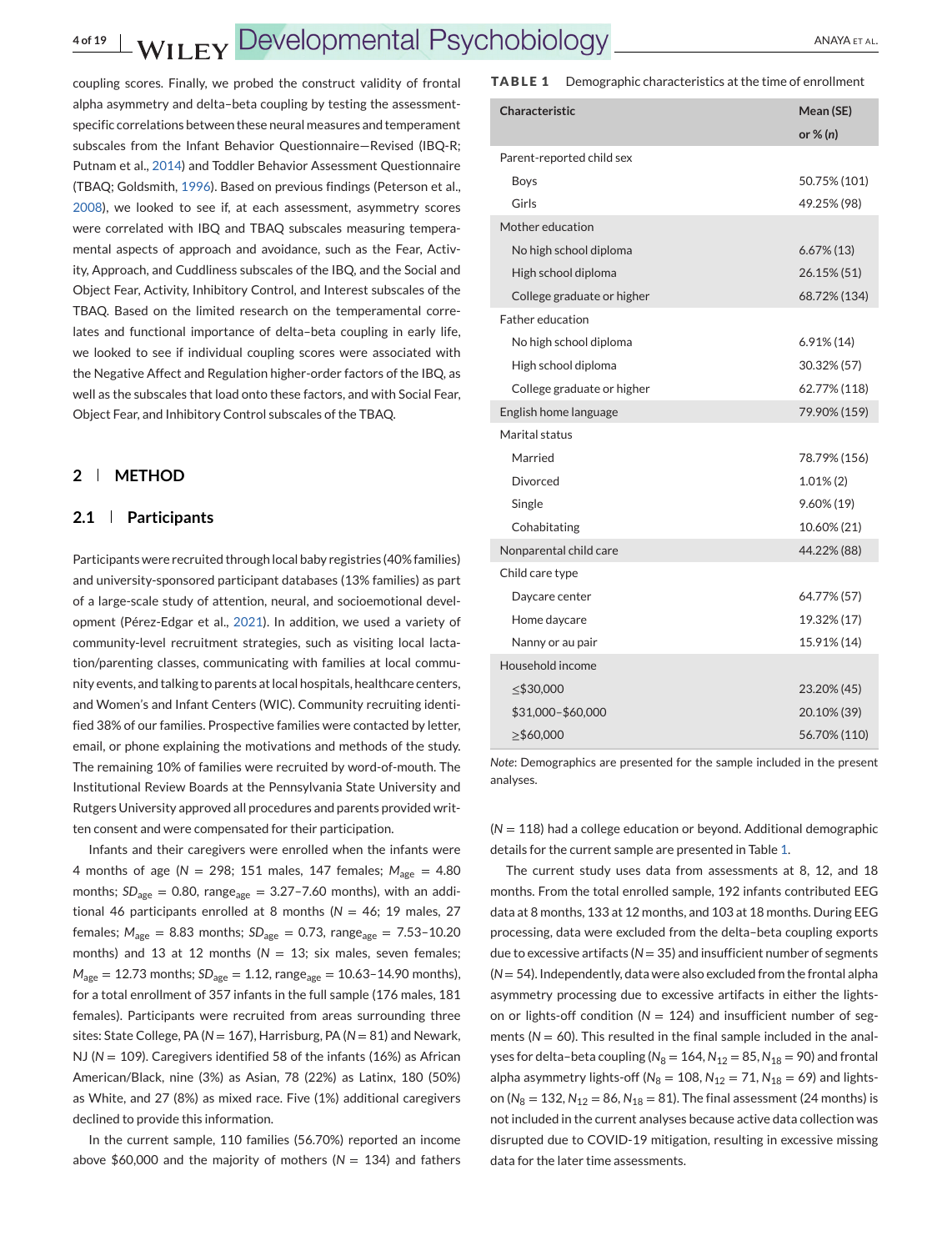coupling scores. Finally, we probed the construct validity of frontal alpha asymmetry and delta–beta coupling by testing the assessment-specific correlations between these neural measures and temperament subscales from the Infant Behavior Questionnaire—Revised (IBQ-R; Putnam et al., 2014) and Toddler Behavior Assessment Questionnaire (TBAQ; Goldsmith, 1996). Based on previous findings (Peterson et al., 2008), we looked to see if, at each assessment, asymmetry scores were correlated with IBQ and TBAQ subscales measuring temperamental aspects of approach and avoidance, such as the Fear, Activity, Approach, and Cuddliness subscales of the IBQ, and the Social and Object Fear, Activity, Inhibitory Control, and Interest subscales of the TBAQ. Based on the limited research on the temperamental correlates and functional importance of delta–beta coupling in early life, we looked to see if individual coupling scores were associated with the Negative Affect and Regulation higher-order factors of the IBQ, as well as the subscales that load onto these factors, and with Social Fear, Object Fear, and Inhibitory Control subscales of the TBAQ.

## 2 | METHOD

### 2.1 | Participants

Participants were recruited through local baby registries (40% families) and university-sponsored participant databases (13% families) as part of a large-scale study of attention, neural, and socioemotional development (Pérez-Edgar et al., 2021). In addition, we used a variety of community-level recruitment strategies, such as visiting local lactation/parenting classes, communicating with families at local community events, and talking to parents at local hospitals, healthcare centers, and Women's and Infant Centers (WIC). Community recruiting identified 38% of our families. Prospective families were contacted by letter, email, or phone explaining the motivations and methods of the study. The remaining 10% of families were recruited by word-of-mouth. The Institutional Review Boards at the Pennsylvania State University and Rutgers University approved all procedures and parents provided written consent and were compensated for their participation.

Infants and their caregivers were enrolled when the infants were 4 months of age ($N$ = 298; 151 males, 147 females; $M_{age}$ = 4.80 months; $SD_{age}$ = 0.80, $range_{age}$ = 3.27–7.60 months), with an additional 46 participants enrolled at 8 months ($N$ = 46; 19 males, 27 females; $M_{age}$ = 8.83 months; $SD_{age}$ = 0.73, $range_{age}$ = 7.53–10.20 months) and 13 at 12 months ($N$ = 13; six males, seven females; $M_{age}$ = 12.73 months; $SD_{age}$ = 1.12, $range_{age}$ = 10.63–14.90 months), for a total enrollment of 357 infants in the full sample (176 males, 181 females). Participants were recruited from areas surrounding three sites: State College, PA ($N$ = 167), Harrisburg, PA ($N$ = 81) and Newark, NJ ($N$ = 109). Caregivers identified 58 of the infants (16%) as African American/Black, nine (3%) as Asian, 78 (22%) as Latinx, 180 (50%) as White, and 27 (8%) as mixed race. Five (1%) additional caregivers declined to provide this information.

In the current sample, 110 families (56.70%) reported an income above $60,000 and the majority of mothers ($N$ = 134) and fathers ($N$ = 118) had a college education or beyond. Additional demographic details for the current sample are presented in Table 1.

**TABLE 1** Demographic characteristics at the time of enrollment

| Characteristic | Mean (SE) or % (n) |
|---|---|
| Parent-reported child sex | |
| Boys | 50.75% (101) |
| Girls | 49.25% (98) |
| Mother education | |
| No high school diploma | 6.67% (13) |
| High school diploma | 26.15% (51) |
| College graduate or higher | 68.72% (134) |
| Father education | |
| No high school diploma | 6.91% (14) |
| High school diploma | 30.32% (57) |
| College graduate or higher | 62.77% (118) |
| English home language | 79.90% (159) |
| Marital status | |
| Married | 78.79% (156) |
| Divorced | 1.01% (2) |
| Single | 9.60% (19) |
| Cohabitating | 10.60% (21) |
| Nonparental child care | 44.22% (88) |
| Child care type | |
| Daycare center | 64.77% (57) |
| Home daycare | 19.32% (17) |
| Nanny or au pair | 15.91% (14) |
| Household income | |
| ≤$30,000 | 23.20% (45) |
| $31,000–$60,000 | 20.10% (39) |
| ≥$60,000 | 56.70% (110) |

*Note*: Demographics are presented for the sample included in the present analyses.

The current study uses data from assessments at 8, 12, and 18 months. From the total enrolled sample, 192 infants contributed EEG data at 8 months, 133 at 12 months, and 103 at 18 months. During EEG processing, data were excluded from the delta–beta coupling exports due to excessive artifacts ($N$ = 35) and insufficient number of segments ($N$ = 54). Independently, data were also excluded from the frontal alpha asymmetry processing due to excessive artifacts in either the lights-on or lights-off condition ($N$ = 124) and insufficient number of segments ($N$ = 60). This resulted in the final sample included in the analyses for delta–beta coupling ($N_8$ = 164, $N_{12}$ = 85, $N_{18}$ = 90) and frontal alpha asymmetry lights-off ($N_8$ = 108, $N_{12}$ = 71, $N_{18}$ = 69) and lights-on ($N_8$ = 132, $N_{12}$ = 86, $N_{18}$ = 81). The final assessment (24 months) is not included in the current analyses because active data collection was disrupted due to COVID-19 mitigation, resulting in excessive missing data for the later time assessments.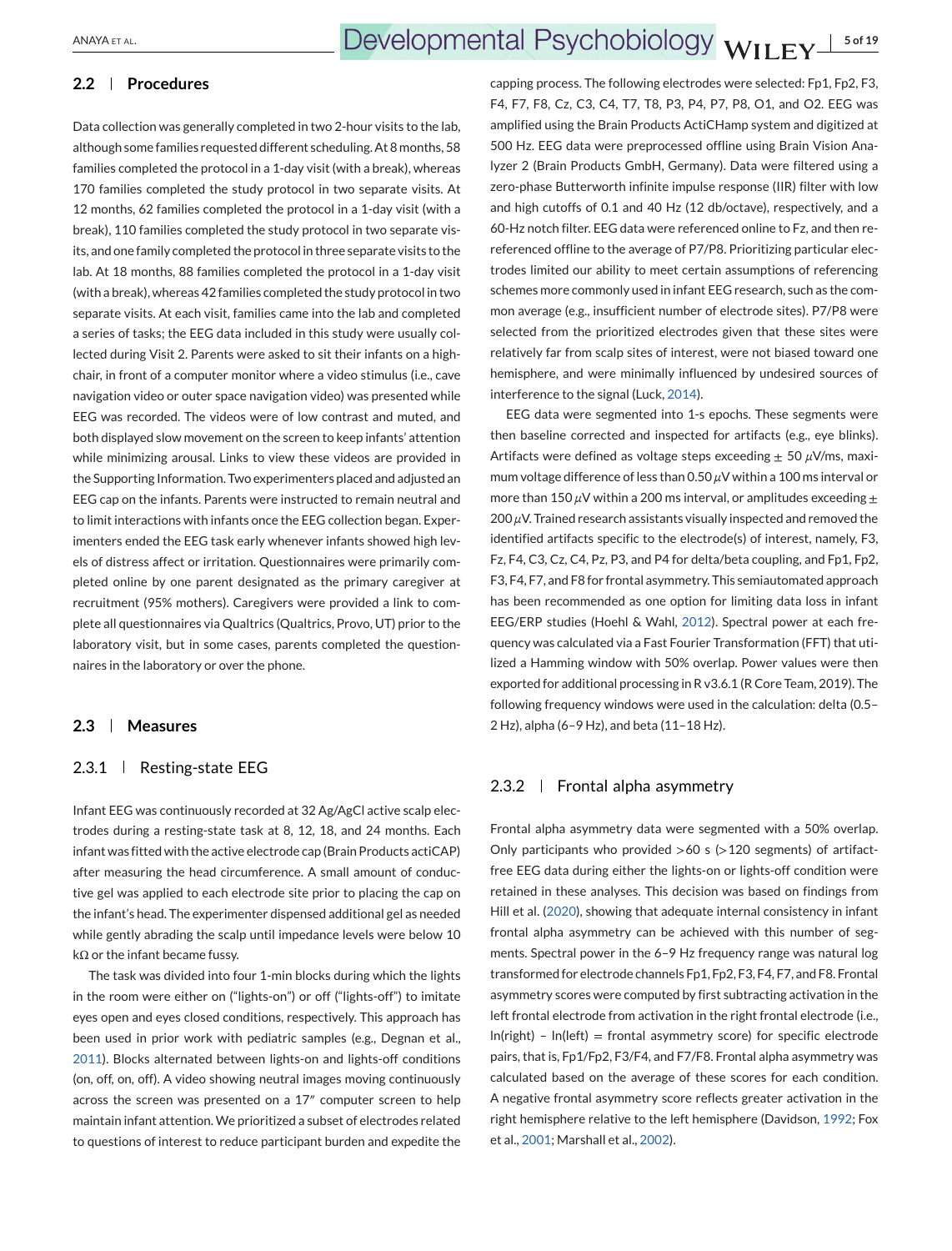## 2.2 | Procedures

Data collection was generally completed in two 2-hour visits to the lab, although some families requested different scheduling. At 8 months, 58 families completed the protocol in a 1-day visit (with a break), whereas 170 families completed the study protocol in two separate visits. At 12 months, 62 families completed the protocol in a 1-day visit (with a break), 110 families completed the study protocol in two separate visits, and one family completed the protocol in three separate visits to the lab. At 18 months, 88 families completed the protocol in a 1-day visit (with a break), whereas 42 families completed the study protocol in two separate visits. At each visit, families came into the lab and completed a series of tasks; the EEG data included in this study were usually collected during Visit 2. Parents were asked to sit their infants on a highchair, in front of a computer monitor where a video stimulus (i.e., cave navigation video or outer space navigation video) was presented while EEG was recorded. The videos were of low contrast and muted, and both displayed slow movement on the screen to keep infants' attention while minimizing arousal. Links to view these videos are provided in the Supporting Information. Two experimenters placed and adjusted an EEG cap on the infants. Parents were instructed to remain neutral and to limit interactions with infants once the EEG collection began. Experimenters ended the EEG task early whenever infants showed high levels of distress affect or irritation. Questionnaires were primarily completed online by one parent designated as the primary caregiver at recruitment (95% mothers). Caregivers were provided a link to complete all questionnaires via Qualtrics (Qualtrics, Provo, UT) prior to the laboratory visit, but in some cases, parents completed the questionnaires in the laboratory or over the phone.

## 2.3 | Measures

### 2.3.1 | Resting-state EEG

Infant EEG was continuously recorded at 32 Ag/AgCl active scalp electrodes during a resting-state task at 8, 12, 18, and 24 months. Each infant was fitted with the active electrode cap (Brain Products actiCAP) after measuring the head circumference. A small amount of conductive gel was applied to each electrode site prior to placing the cap on the infant's head. The experimenter dispensed additional gel as needed while gently abrading the scalp until impedance levels were below 10 kΩ or the infant became fussy.

The task was divided into four 1-min blocks during which the lights in the room were either on ("lights-on") or off ("lights-off") to imitate eyes open and eyes closed conditions, respectively. This approach has been used in prior work with pediatric samples (e.g., Degnan et al., 2011). Blocks alternated between lights-on and lights-off conditions (on, off, on, off). A video showing neutral images moving continuously across the screen was presented on a 17″ computer screen to help maintain infant attention. We prioritized a subset of electrodes related to questions of interest to reduce participant burden and expedite the capping process. The following electrodes were selected: Fp1, Fp2, F3, F4, F7, F8, Cz, C3, C4, T7, T8, P3, P4, P7, P8, O1, and O2. EEG was amplified using the Brain Products ActiCHamp system and digitized at 500 Hz. EEG data were preprocessed offline using Brain Vision Analyzer 2 (Brain Products GmbH, Germany). Data were filtered using a zero-phase Butterworth infinite impulse response (IIR) filter with low and high cutoffs of 0.1 and 40 Hz (12 db/octave), respectively, and a 60-Hz notch filter. EEG data were referenced online to Fz, and then re-referenced offline to the average of P7/P8. Prioritizing particular electrodes limited our ability to meet certain assumptions of referencing schemes more commonly used in infant EEG research, such as the common average (e.g., insufficient number of electrode sites). P7/P8 were selected from the prioritized electrodes given that these sites were relatively far from scalp sites of interest, were not biased toward one hemisphere, and were minimally influenced by undesired sources of interference to the signal (Luck, 2014).

EEG data were segmented into 1-s epochs. These segments were then baseline corrected and inspected for artifacts (e.g., eye blinks). Artifacts were defined as voltage steps exceeding ± 50 $\mu$V/ms, maximum voltage difference of less than 0.50 $\mu$V within a 100 ms interval or more than 150 $\mu$V within a 200 ms interval, or amplitudes exceeding ± 200 $\mu$V. Trained research assistants visually inspected and removed the identified artifacts specific to the electrode(s) of interest, namely, F3, Fz, F4, C3, Cz, C4, Pz, P3, and P4 for delta/beta coupling, and Fp1, Fp2, F3, F4, F7, and F8 for frontal asymmetry. This semiautomated approach has been recommended as one option for limiting data loss in infant EEG/ERP studies (Hoehl & Wahl, 2012). Spectral power at each frequency was calculated via a Fast Fourier Transformation (FFT) that utilized a Hamming window with 50% overlap. Power values were then exported for additional processing in R v3.6.1 (R Core Team, 2019). The following frequency windows were used in the calculation: delta (0.5–2 Hz), alpha (6–9 Hz), and beta (11–18 Hz).

### 2.3.2 | Frontal alpha asymmetry

Frontal alpha asymmetry data were segmented with a 50% overlap. Only participants who provided >60 s (>120 segments) of artifact-free EEG data during either the lights-on or lights-off condition were retained in these analyses. This decision was based on findings from Hill et al. (2020), showing that adequate internal consistency in infant frontal alpha asymmetry can be achieved with this number of segments. Spectral power in the 6–9 Hz frequency range was natural log transformed for electrode channels Fp1, Fp2, F3, F4, F7, and F8. Frontal asymmetry scores were computed by first subtracting activation in the left frontal electrode from activation in the right frontal electrode (i.e., ln(right) − ln(left) = frontal asymmetry score) for specific electrode pairs, that is, Fp1/Fp2, F3/F4, and F7/F8. Frontal alpha asymmetry was calculated based on the average of these scores for each condition. A negative frontal asymmetry score reflects greater activation in the right hemisphere relative to the left hemisphere (Davidson, 1992; Fox et al., 2001; Marshall et al., 2002).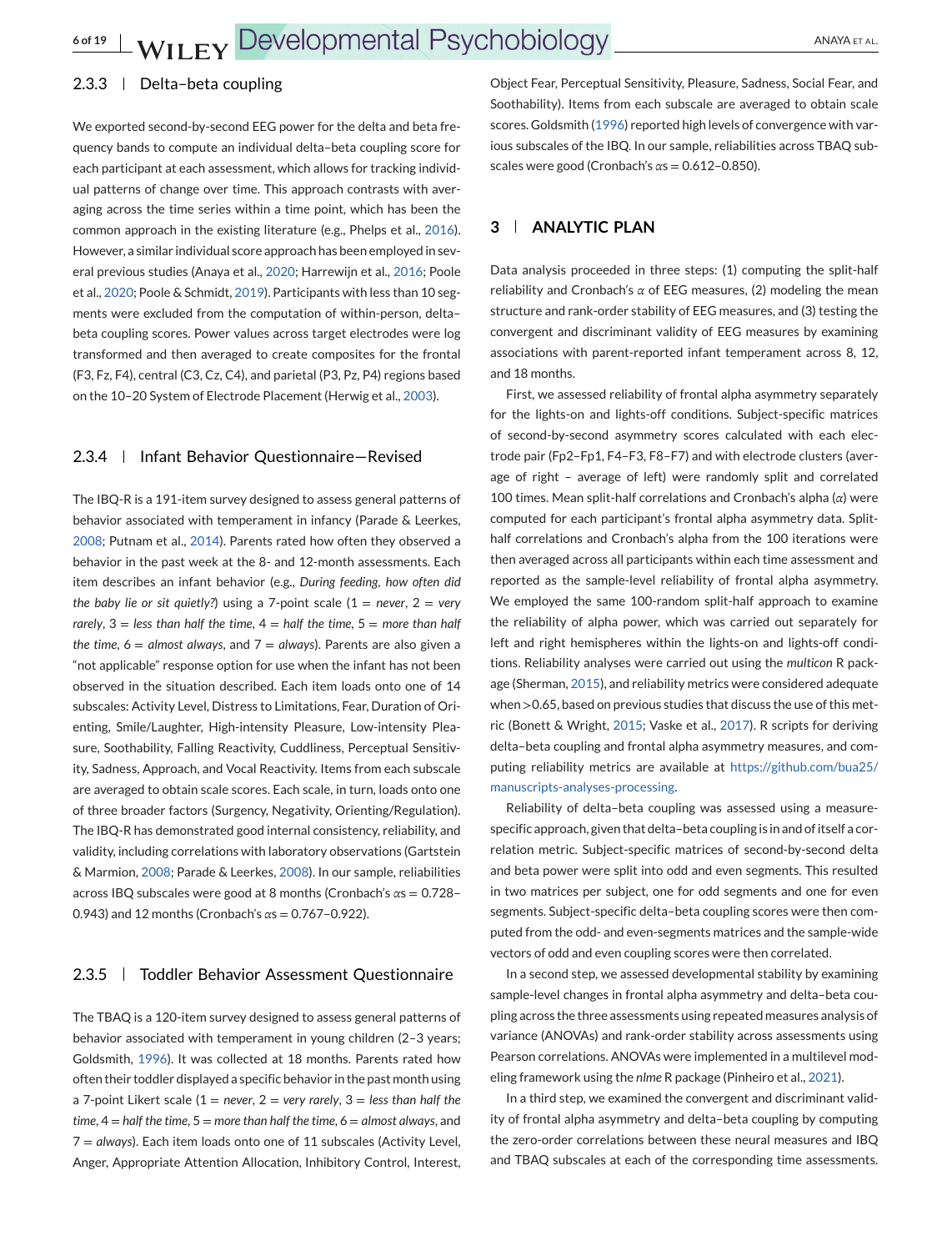### 2.3.3 | Delta–beta coupling

We exported second-by-second EEG power for the delta and beta frequency bands to compute an individual delta–beta coupling score for each participant at each assessment, which allows for tracking individual patterns of change over time. This approach contrasts with averaging across the time series within a time point, which has been the common approach in the existing literature (e.g., Phelps et al., 2016). However, a similar individual score approach has been employed in several previous studies (Anaya et al., 2020; Harrewijn et al., 2016; Poole et al., 2020; Poole & Schmidt, 2019). Participants with less than 10 segments were excluded from the computation of within-person, delta–beta coupling scores. Power values across target electrodes were log transformed and then averaged to create composites for the frontal (F3, Fz, F4), central (C3, Cz, C4), and parietal (P3, Pz, P4) regions based on the 10–20 System of Electrode Placement (Herwig et al., 2003).

### 2.3.4 | Infant Behavior Questionnaire—Revised

The IBQ-R is a 191-item survey designed to assess general patterns of behavior associated with temperament in infancy (Parade & Leerkes, 2008; Putnam et al., 2014). Parents rated how often they observed a behavior in the past week at the 8- and 12-month assessments. Each item describes an infant behavior (e.g., *During feeding, how often did the baby lie or sit quietly?*) using a 7-point scale (1 = *never*, 2 = *very rarely*, 3 = *less than half the time*, 4 = *half the time*, 5 = *more than half the time*, 6 = *almost always*, and 7 = *always*). Parents are also given a "not applicable" response option for use when the infant has not been observed in the situation described. Each item loads onto one of 14 subscales: Activity Level, Distress to Limitations, Fear, Duration of Orienting, Smile/Laughter, High-intensity Pleasure, Low-intensity Pleasure, Soothability, Falling Reactivity, Cuddliness, Perceptual Sensitivity, Sadness, Approach, and Vocal Reactivity. Items from each subscale are averaged to obtain scale scores. Each scale, in turn, loads onto one of three broader factors (Surgency, Negativity, Orienting/Regulation). The IBQ-R has demonstrated good internal consistency, reliability, and validity, including correlations with laboratory observations (Gartstein & Marmion, 2008; Parade & Leerkes, 2008). In our sample, reliabilities across IBQ subscales were good at 8 months (Cronbach's $\alpha$s = 0.728–0.943) and 12 months (Cronbach's $\alpha$s = 0.767–0.922).

### 2.3.5 | Toddler Behavior Assessment Questionnaire

The TBAQ is a 120-item survey designed to assess general patterns of behavior associated with temperament in young children (2–3 years; Goldsmith, 1996). It was collected at 18 months. Parents rated how often their toddler displayed a specific behavior in the past month using a 7-point Likert scale (1 = *never*, 2 = *very rarely*, 3 = *less than half the time*, 4 = *half the time*, 5 = *more than half the time*, 6 = *almost always*, and 7 = *always*). Each item loads onto one of 11 subscales (Activity Level, Anger, Appropriate Attention Allocation, Inhibitory Control, Interest, Object Fear, Perceptual Sensitivity, Pleasure, Sadness, Social Fear, and Soothability). Items from each subscale are averaged to obtain scale scores. Goldsmith (1996) reported high levels of convergence with various subscales of the IBQ. In our sample, reliabilities across TBAQ subscales were good (Cronbach's $\alpha$s = 0.612–0.850).

## 3 | ANALYTIC PLAN

Data analysis proceeded in three steps: (1) computing the split-half reliability and Cronbach's $\alpha$ of EEG measures, (2) modeling the mean structure and rank-order stability of EEG measures, and (3) testing the convergent and discriminant validity of EEG measures by examining associations with parent-reported infant temperament across 8, 12, and 18 months.

First, we assessed reliability of frontal alpha asymmetry separately for the lights-on and lights-off conditions. Subject-specific matrices of second-by-second asymmetry scores calculated with each electrode pair (Fp2–Fp1, F4–F3, F8–F7) and with electrode clusters (average of right − average of left) were randomly split and correlated 100 times. Mean split-half correlations and Cronbach's alpha ($\alpha$) were computed for each participant's frontal alpha asymmetry data. Split-half correlations and Cronbach's alpha from the 100 iterations were then averaged across all participants within each time assessment and reported as the sample-level reliability of frontal alpha asymmetry. We employed the same 100-random split-half approach to examine the reliability of alpha power, which was carried out separately for left and right hemispheres within the lights-on and lights-off conditions. Reliability analyses were carried out using the *multicon* R package (Sherman, 2015), and reliability metrics were considered adequate when >0.65, based on previous studies that discuss the use of this metric (Bonett & Wright, 2015; Vaske et al., 2017). R scripts for deriving delta–beta coupling and frontal alpha asymmetry measures, and computing reliability metrics are available at https://github.com/bua25/manuscripts-analyses-processing.

Reliability of delta–beta coupling was assessed using a measure-specific approach, given that delta–beta coupling is in and of itself a correlation metric. Subject-specific matrices of second-by-second delta and beta power were split into odd and even segments. This resulted in two matrices per subject, one for odd segments and one for even segments. Subject-specific delta–beta coupling scores were then computed from the odd- and even-segments matrices and the sample-wide vectors of odd and even coupling scores were then correlated.

In a second step, we assessed developmental stability by examining sample-level changes in frontal alpha asymmetry and delta–beta coupling across the three assessments using repeated measures analysis of variance (ANOVAs) and rank-order stability across assessments using Pearson correlations. ANOVAs were implemented in a multilevel modeling framework using the *nlme* R package (Pinheiro et al., 2021).

In a third step, we examined the convergent and discriminant validity of frontal alpha asymmetry and delta–beta coupling by computing the zero-order correlations between these neural measures and IBQ and TBAQ subscales at each of the corresponding time assessments.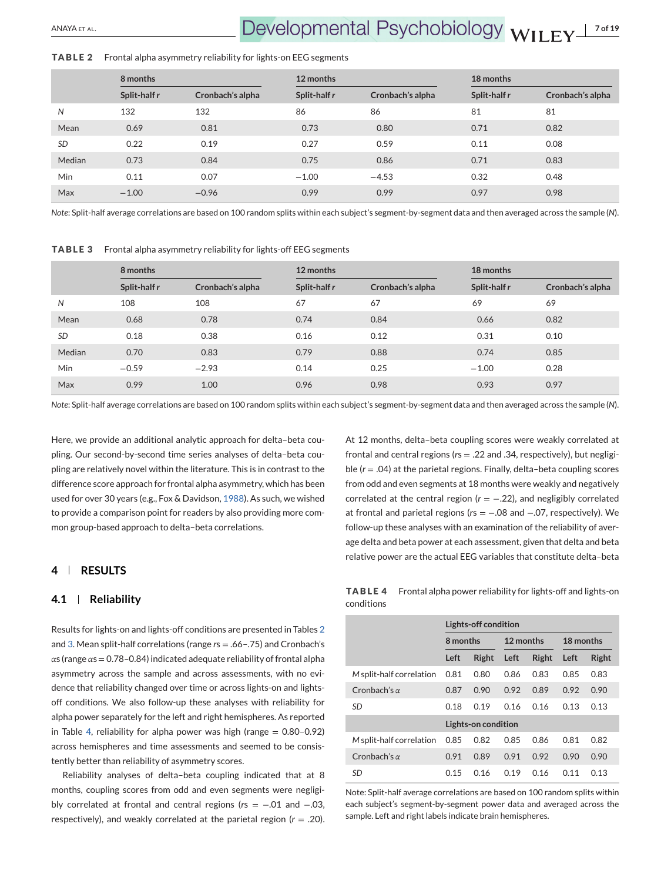**TABLE 2** Frontal alpha asymmetry reliability for lights-on EEG segments

| | 8 months | | 12 months | | 18 months | |
|---|---|---|---|---|---|---|
| | Split-half *r* | Cronbach's alpha | Split-half *r* | Cronbach's alpha | Split-half *r* | Cronbach's alpha |
| *N* | 132 | 132 | 86 | 86 | 81 | 81 |
| Mean | 0.69 | 0.81 | 0.73 | 0.80 | 0.71 | 0.82 |
| *SD* | 0.22 | 0.19 | 0.27 | 0.59 | 0.11 | 0.08 |
| Median | 0.73 | 0.84 | 0.75 | 0.86 | 0.71 | 0.83 |
| Min | 0.11 | 0.07 | −1.00 | −4.53 | 0.32 | 0.48 |
| Max | −1.00 | −0.96 | 0.99 | 0.99 | 0.97 | 0.98 |

*Note*: Split-half average correlations are based on 100 random splits within each subject's segment-by-segment data and then averaged across the sample (*N*).

**TABLE 3** Frontal alpha asymmetry reliability for lights-off EEG segments

| | 8 months | | 12 months | | 18 months | |
|---|---|---|---|---|---|---|
| | Split-half *r* | Cronbach's alpha | Split-half *r* | Cronbach's alpha | Split-half *r* | Cronbach's alpha |
| *N* | 108 | 108 | 67 | 67 | 69 | 69 |
| Mean | 0.68 | 0.78 | 0.74 | 0.84 | 0.66 | 0.82 |
| *SD* | 0.18 | 0.38 | 0.16 | 0.12 | 0.31 | 0.10 |
| Median | 0.70 | 0.83 | 0.79 | 0.88 | 0.74 | 0.85 |
| Min | −0.59 | −2.93 | 0.14 | 0.25 | −1.00 | 0.28 |
| Max | 0.99 | 1.00 | 0.96 | 0.98 | 0.93 | 0.97 |

*Note*: Split-half average correlations are based on 100 random splits within each subject's segment-by-segment data and then averaged across the sample (*N*).

Here, we provide an additional analytic approach for delta–beta coupling. Our second-by-second time series analyses of delta–beta coupling are relatively novel within the literature. This is in contrast to the difference score approach for frontal alpha asymmetry, which has been used for over 30 years (e.g., Fox & Davidson, 1988). As such, we wished to provide a comparison point for readers by also providing more common group-based approach to delta–beta correlations.

## 4 | RESULTS

### 4.1 | Reliability

Results for lights-on and lights-off conditions are presented in Tables 2 and 3. Mean split-half correlations (range *r*s = .66–.75) and Cronbach's αs (range αs = 0.78–0.84) indicated adequate reliability of frontal alpha asymmetry across the sample and across assessments, with no evidence that reliability changed over time or across lights-on and lights-off conditions. We also follow-up these analyses with reliability for alpha power separately for the left and right hemispheres. As reported in Table 4, reliability for alpha power was high (range = 0.80–0.92) across hemispheres and time assessments and seemed to be consistently better than reliability of asymmetry scores.

Reliability analyses of delta–beta coupling indicated that at 8 months, coupling scores from odd and even segments were negligibly correlated at frontal and central regions (*r*s = −.01 and −.03, respectively), and weakly correlated at the parietal region (*r* = .20). At 12 months, delta–beta coupling scores were weakly correlated at frontal and central regions (*r*s = .22 and .34, respectively), but negligible (*r* = .04) at the parietal regions. Finally, delta–beta coupling scores from odd and even segments at 18 months were weakly and negatively correlated at the central region (*r* = −.22), and negligibly correlated at frontal and parietal regions (*r*s = −.08 and −.07, respectively). We follow-up these analyses with an examination of the reliability of average delta and beta power at each assessment, given that delta and beta relative power are the actual EEG variables that constitute delta–beta

**TABLE 4** Frontal alpha power reliability for lights-off and lights-on conditions

| | Lights-off condition | | | | | |
|---|---|---|---|---|---|---|
| | 8 months | | 12 months | | 18 months | |
| | Left | Right | Left | Right | Left | Right |
| *M* split-half correlation | 0.81 | 0.80 | 0.86 | 0.83 | 0.85 | 0.83 |
| Cronbach's α | 0.87 | 0.90 | 0.92 | 0.89 | 0.92 | 0.90 |
| *SD* | 0.18 | 0.19 | 0.16 | 0.16 | 0.13 | 0.13 |
| | **Lights-on condition** | | | | | |
| *M* split-half correlation | 0.85 | 0.82 | 0.85 | 0.86 | 0.81 | 0.82 |
| Cronbach's α | 0.91 | 0.89 | 0.91 | 0.92 | 0.90 | 0.90 |
| *SD* | 0.15 | 0.16 | 0.19 | 0.16 | 0.11 | 0.13 |

Note: Split-half average correlations are based on 100 random splits within each subject's segment-by-segment power data and averaged across the sample. Left and right labels indicate brain hemispheres.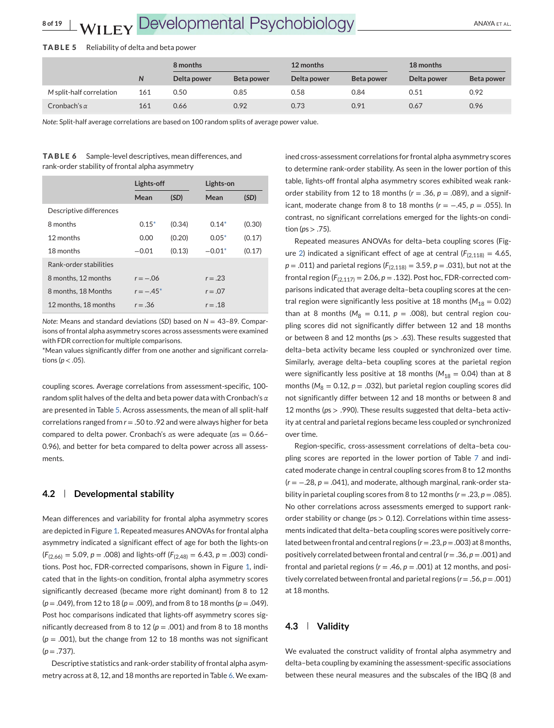**TABLE 5** Reliability of delta and beta power

| | | 8 months | | 12 months | | 18 months | |
|---|---|---|---|---|---|---|---|
| | *N* | Delta power | Beta power | Delta power | Beta power | Delta power | Beta power |
| *M* split-half correlation | 161 | 0.50 | 0.85 | 0.58 | 0.84 | 0.51 | 0.92 |
| Cronbach's $\alpha$ | 161 | 0.66 | 0.92 | 0.73 | 0.91 | 0.67 | 0.96 |

*Note*: Split-half average correlations are based on 100 random splits of average power value.

**TABLE 6** Sample-level descriptives, mean differences, and rank-order stability of frontal alpha asymmetry

| | Lights-off | | Lights-on | |
|---|---|---|---|---|
| | Mean | (*SD*) | Mean | (*SD*) |
| Descriptive differences | | | | |
| 8 months | 0.15* | (0.34) | 0.14* | (0.30) |
| 12 months | 0.00 | (0.20) | 0.05* | (0.17) |
| 18 months | −0.01 | (0.13) | −0.01* | (0.17) |
| Rank-order stabilities | | | | |
| 8 months, 12 months | $r = -.06$ | | $r = .23$ | |
| 8 months, 18 Months | $r = -.45$* | | $r = .07$ | |
| 12 months, 18 months | $r = .36$ | | $r = .18$ | |

*Note*: Means and standard deviations (*SD*) based on $N = 43$–$89$. Comparisons of frontal alpha asymmetry scores across assessments were examined with FDR correction for multiple comparisons.
*Mean values significantly differ from one another and significant correlations ($p < .05$).

coupling scores. Average correlations from assessment-specific, 100-random split halves of the delta and beta power data with Cronbach's $\alpha$ are presented in Table 5. Across assessments, the mean of all split-half correlations ranged from $r = .50$ to .92 and were always higher for beta compared to delta power. Cronbach's $\alpha$s were adequate ($\alpha$s = 0.66–0.96), and better for beta compared to delta power across all assessments.

## 4.2 | Developmental stability

Mean differences and variability for frontal alpha asymmetry scores are depicted in Figure 1. Repeated measures ANOVAs for frontal alpha asymmetry indicated a significant effect of age for both the lights-on ($F_{(2,66)} = 5.09$, $p = .008$) and lights-off ($F_{(2,48)} = 6.43$, $p = .003$) conditions. Post hoc, FDR-corrected comparisons, shown in Figure 1, indicated that in the lights-on condition, frontal alpha asymmetry scores significantly decreased (became more right dominant) from 8 to 12 ($p = .049$), from 12 to 18 ($p = .009$), and from 8 to 18 months ($p = .049$). Post hoc comparisons indicated that lights-off asymmetry scores significantly decreased from 8 to 12 ($p = .001$) and from 8 to 18 months ($p = .001$), but the change from 12 to 18 months was not significant ($p = .737$).

Descriptive statistics and rank-order stability of frontal alpha asymmetry across at 8, 12, and 18 months are reported in Table 6. We examined cross-assessment correlations for frontal alpha asymmetry scores to determine rank-order stability. As seen in the lower portion of this table, lights-off frontal alpha asymmetry scores exhibited weak rank-order stability from 12 to 18 months ($r = .36$, $p = .089$), and a significant, moderate change from 8 to 18 months ($r = -.45$, $p = .055$). In contrast, no significant correlations emerged for the lights-on condition ($ps > .75$).

Repeated measures ANOVAs for delta–beta coupling scores (Figure 2) indicated a significant effect of age at central ($F_{(2,118)} = 4.65$, $p = .011$) and parietal regions ($F_{(2,118)} = 3.59$, $p = .031$), but not at the frontal region ($F_{(2,117)} = 2.06$, $p = .132$). Post hoc, FDR-corrected comparisons indicated that average delta–beta coupling scores at the central region were significantly less positive at 18 months ($M_{18} = 0.02$) than at 8 months ($M_8 = 0.11$, $p = .008$), but central region coupling scores did not significantly differ between 12 and 18 months or between 8 and 12 months ($ps > .63$). These results suggested that delta–beta activity became less coupled or synchronized over time. Similarly, average delta–beta coupling scores at the parietal region were significantly less positive at 18 months ($M_{18} = 0.04$) than at 8 months ($M_8 = 0.12$, $p = .032$), but parietal region coupling scores did not significantly differ between 12 and 18 months or between 8 and 12 months ($ps > .990$). These results suggested that delta–beta activity at central and parietal regions became less coupled or synchronized over time.

Region-specific, cross-assessment correlations of delta–beta coupling scores are reported in the lower portion of Table 7 and indicated moderate change in central coupling scores from 8 to 12 months ($r = -.28$, $p = .041$), and moderate, although marginal, rank-order stability in parietal coupling scores from 8 to 12 months ($r = .23$, $p = .085$). No other correlations across assessments emerged to support rank-order stability or change ($ps > 0.12$). Correlations within time assessments indicated that delta–beta coupling scores were positively correlated between frontal and central regions ($r = .23$, $p = .003$) at 8 months, positively correlated between frontal and central ($r = .36$, $p = .001$) and frontal and parietal regions ($r = .46$, $p = .001$) at 12 months, and positively correlated between frontal and parietal regions ($r = .56$, $p = .001$) at 18 months.

## 4.3 | Validity

We evaluated the construct validity of frontal alpha asymmetry and delta–beta coupling by examining the assessment-specific associations between these neural measures and the subscales of the IBQ (8 and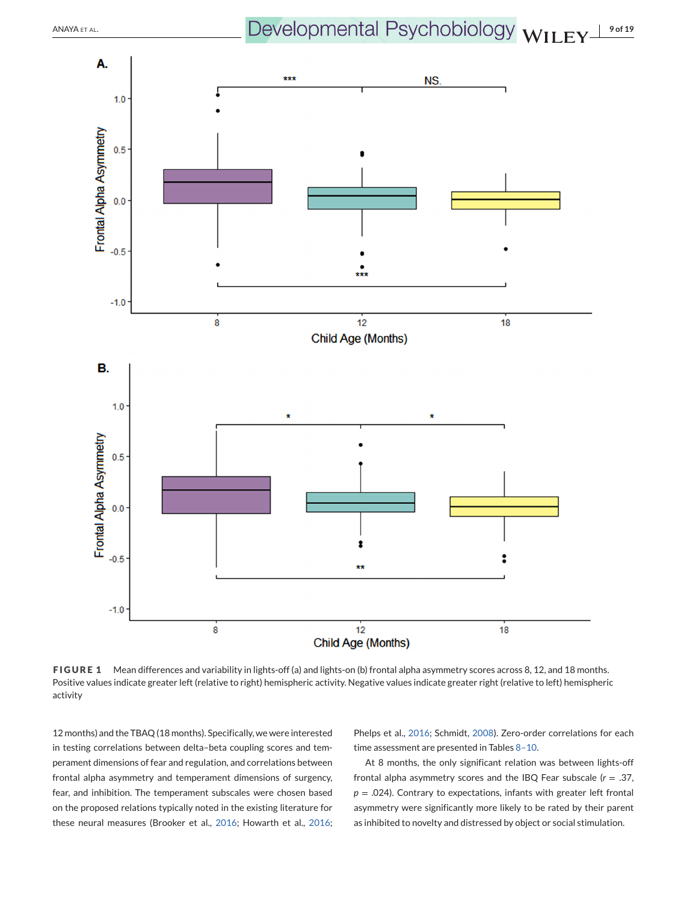**FIGURE 1** Mean differences and variability in lights-off (a) and lights-on (b) frontal alpha asymmetry scores across 8, 12, and 18 months. Positive values indicate greater left (relative to right) hemispheric activity. Negative values indicate greater right (relative to left) hemispheric activity

12 months) and the TBAQ (18 months). Specifically, we were interested in testing correlations between delta–beta coupling scores and temperament dimensions of fear and regulation, and correlations between frontal alpha asymmetry and temperament dimensions of surgency, fear, and inhibition. The temperament subscales were chosen based on the proposed relations typically noted in the existing literature for these neural measures (Brooker et al., 2016; Howarth et al., 2016; Phelps et al., 2016; Schmidt, 2008). Zero-order correlations for each time assessment are presented in Tables 8–10.

At 8 months, the only significant relation was between lights-off frontal alpha asymmetry scores and the IBQ Fear subscale ($r = .37$, $p = .024$). Contrary to expectations, infants with greater left frontal asymmetry were significantly more likely to be rated by their parent as inhibited to novelty and distressed by object or social stimulation.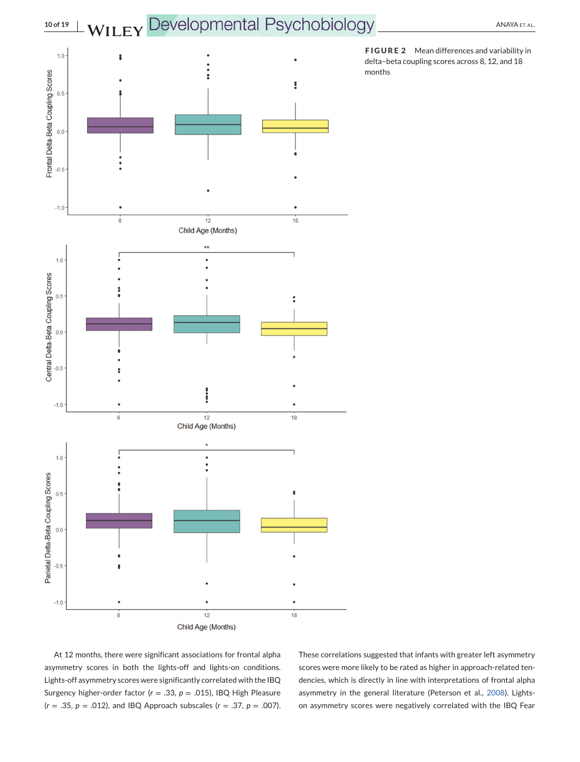FIGURE 2 Mean differences and variability in delta–beta coupling scores across 8, 12, and 18 months

At 12 months, there were significant associations for frontal alpha asymmetry scores in both the lights-off and lights-on conditions. Lights-off asymmetry scores were significantly correlated with the IBQ Surgency higher-order factor ($r$ = .33, $p$ = .015), IBQ High Pleasure ($r$ = .35, $p$ = .012), and IBQ Approach subscales ($r$ = .37, $p$ = .007). These correlations suggested that infants with greater left asymmetry scores were more likely to be rated as higher in approach-related tendencies, which is directly in line with interpretations of frontal alpha asymmetry in the general literature (Peterson et al., 2008). Lights-on asymmetry scores were negatively correlated with the IBQ Fear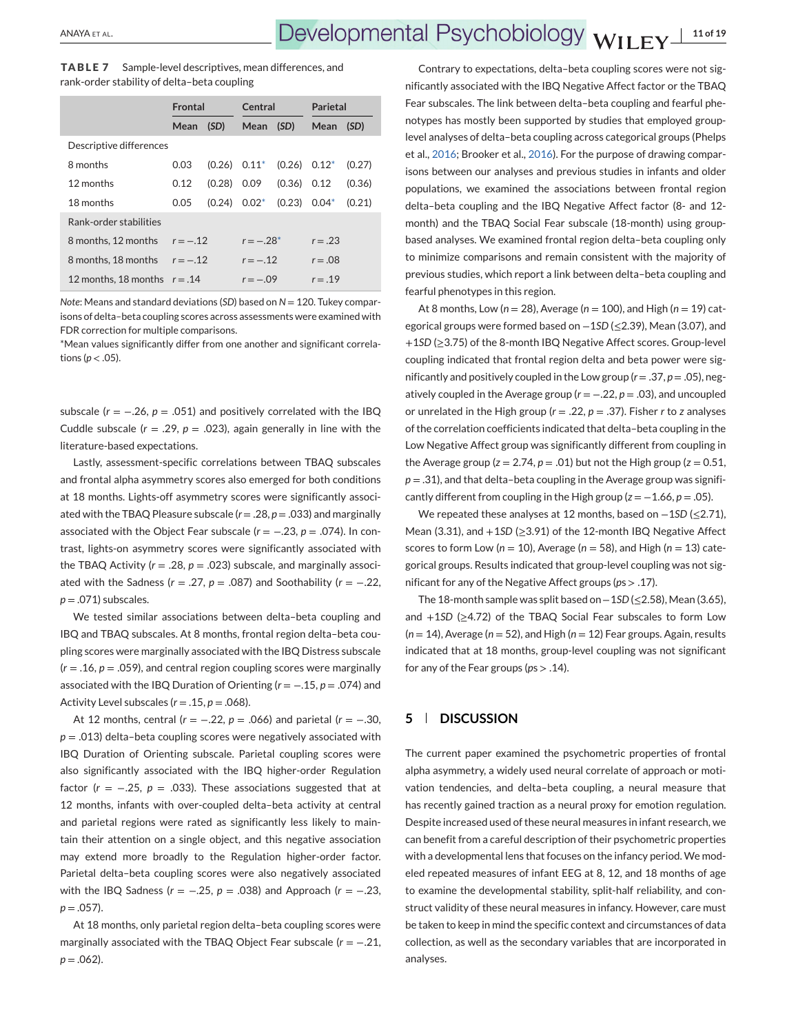**TABLE 7** Sample-level descriptives, mean differences, and rank-order stability of delta–beta coupling

| | Frontal | | Central | | Parietal | |
|---|---|---|---|---|---|---|
| | Mean | (*SD*) | Mean | (*SD*) | Mean | (*SD*) |
| Descriptive differences | | | | | | |
| 8 months | 0.03 | (0.26) | 0.11* | (0.26) | 0.12* | (0.27) |
| 12 months | 0.12 | (0.28) | 0.09 | (0.36) | 0.12 | (0.36) |
| 18 months | 0.05 | (0.24) | 0.02* | (0.23) | 0.04* | (0.21) |
| Rank-order stabilities | | | | | | |
| 8 months, 12 months | $r = -.12$ | | $r = -.28$* | | $r = .23$ | |
| 8 months, 18 months | $r = -.12$ | | $r = -.12$ | | $r = .08$ | |
| 12 months, 18 months | $r = .14$ | | $r = -.09$ | | $r = .19$ | |

*Note*: Means and standard deviations (*SD*) based on $N = 120$. Tukey comparisons of delta–beta coupling scores across assessments were examined with FDR correction for multiple comparisons.
*Mean values significantly differ from one another and significant correlations ($p < .05$).

subscale ($r = -.26$, $p = .051$) and positively correlated with the IBQ Cuddle subscale ($r = .29$, $p = .023$), again generally in line with the literature-based expectations.

Lastly, assessment-specific correlations between TBAQ subscales and frontal alpha asymmetry scores also emerged for both conditions at 18 months. Lights-off asymmetry scores were significantly associated with the TBAQ Pleasure subscale ($r = .28$, $p = .033$) and marginally associated with the Object Fear subscale ($r = -.23$, $p = .074$). In contrast, lights-on asymmetry scores were significantly associated with the TBAQ Activity ($r = .28$, $p = .023$) subscale, and marginally associated with the Sadness ($r = .27$, $p = .087$) and Soothability ($r = -.22$, $p = .071$) subscales.

We tested similar associations between delta–beta coupling and IBQ and TBAQ subscales. At 8 months, frontal region delta–beta coupling scores were marginally associated with the IBQ Distress subscale ($r = .16$, $p = .059$), and central region coupling scores were marginally associated with the IBQ Duration of Orienting ($r = -.15$, $p = .074$) and Activity Level subscales ($r = .15$, $p = .068$).

At 12 months, central ($r = -.22$, $p = .066$) and parietal ($r = -.30$, $p = .013$) delta–beta coupling scores were negatively associated with IBQ Duration of Orienting subscale. Parietal coupling scores were also significantly associated with the IBQ higher-order Regulation factor ($r = -.25$, $p = .033$). These associations suggested that at 12 months, infants with over-coupled delta–beta activity at central and parietal regions were rated as significantly less likely to maintain their attention on a single object, and this negative association may extend more broadly to the Regulation higher-order factor. Parietal delta–beta coupling scores were also negatively associated with the IBQ Sadness ($r = -.25$, $p = .038$) and Approach ($r = -.23$, $p = .057$).

At 18 months, only parietal region delta–beta coupling scores were marginally associated with the TBAQ Object Fear subscale ($r = -.21$, $p = .062$).

Contrary to expectations, delta–beta coupling scores were not significantly associated with the IBQ Negative Affect factor or the TBAQ Fear subscales. The link between delta–beta coupling and fearful phenotypes has mostly been supported by studies that employed group-level analyses of delta–beta coupling across categorical groups (Phelps et al., 2016; Brooker et al., 2016). For the purpose of drawing comparisons between our analyses and previous studies in infants and older populations, we examined the associations between frontal region delta–beta coupling and the IBQ Negative Affect factor (8- and 12-month) and the TBAQ Social Fear subscale (18-month) using group-based analyses. We examined frontal region delta–beta coupling only to minimize comparisons and remain consistent with the majority of previous studies, which report a link between delta–beta coupling and fearful phenotypes in this region.

At 8 months, Low ($n = 28$), Average ($n = 100$), and High ($n = 19$) categorical groups were formed based on $-1SD$ ($\leq 2.39$), Mean (3.07), and $+1SD$ ($\geq 3.75$) of the 8-month IBQ Negative Affect scores. Group-level coupling indicated that frontal region delta and beta power were significantly and positively coupled in the Low group ($r = .37$, $p = .05$), negatively coupled in the Average group ($r = -.22$, $p = .03$), and uncoupled or unrelated in the High group ($r = .22$, $p = .37$). Fisher $r$ to $z$ analyses of the correlation coefficients indicated that delta–beta coupling in the Low Negative Affect group was significantly different from coupling in the Average group ($z = 2.74$, $p = .01$) but not the High group ($z = 0.51$, $p = .31$), and that delta–beta coupling in the Average group was significantly different from coupling in the High group ($z = -1.66$, $p = .05$).

We repeated these analyses at 12 months, based on $-1SD$ ($\leq 2.71$), Mean (3.31), and $+1SD$ ($\geq 3.91$) of the 12-month IBQ Negative Affect scores to form Low ($n = 10$), Average ($n = 58$), and High ($n = 13$) categorical groups. Results indicated that group-level coupling was not significant for any of the Negative Affect groups ($ps > .17$).

The 18-month sample was split based on $-1SD$ ($\leq 2.58$), Mean (3.65), and $+1SD$ ($\geq 4.72$) of the TBAQ Social Fear subscales to form Low ($n = 14$), Average ($n = 52$), and High ($n = 12$) Fear groups. Again, results indicated that at 18 months, group-level coupling was not significant for any of the Fear groups ($ps > .14$).

## 5 | DISCUSSION

The current paper examined the psychometric properties of frontal alpha asymmetry, a widely used neural correlate of approach or motivation tendencies, and delta–beta coupling, a neural measure that has recently gained traction as a neural proxy for emotion regulation. Despite increased used of these neural measures in infant research, we can benefit from a careful description of their psychometric properties with a developmental lens that focuses on the infancy period. We modeled repeated measures of infant EEG at 8, 12, and 18 months of age to examine the developmental stability, split-half reliability, and construct validity of these neural measures in infancy. However, care must be taken to keep in mind the specific context and circumstances of data collection, as well as the secondary variables that are incorporated in analyses.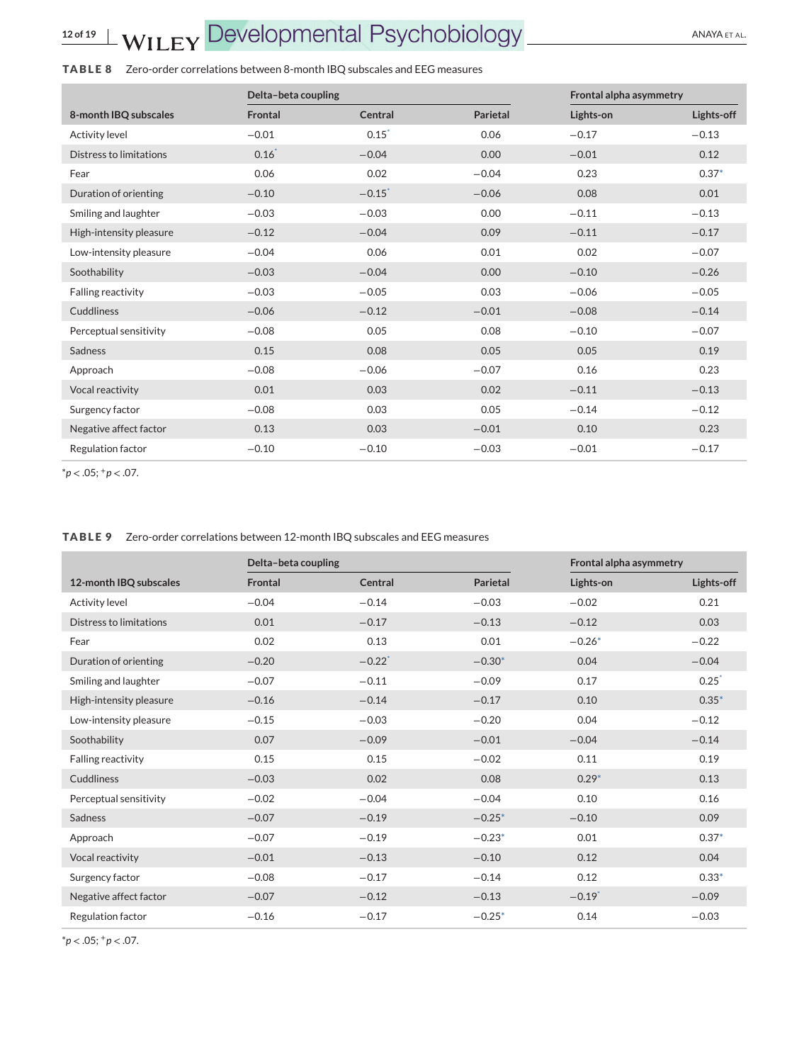**TABLE 8** Zero-order correlations between 8-month IBQ subscales and EEG measures

| | Delta–beta coupling | | | Frontal alpha asymmetry | |
|---|---|---|---|---|---|
| 8-month IBQ subscales | Frontal | Central | Parietal | Lights-on | Lights-off |
| Activity level | −0.01 | 0.15+ | 0.06 | −0.17 | −0.13 |
| Distress to limitations | 0.16+ | −0.04 | 0.00 | −0.01 | 0.12 |
| Fear | 0.06 | 0.02 | −0.04 | 0.23 | 0.37* |
| Duration of orienting | −0.10 | −0.15+ | −0.06 | 0.08 | 0.01 |
| Smiling and laughter | −0.03 | −0.03 | 0.00 | −0.11 | −0.13 |
| High-intensity pleasure | −0.12 | −0.04 | 0.09 | −0.11 | −0.17 |
| Low-intensity pleasure | −0.04 | 0.06 | 0.01 | 0.02 | −0.07 |
| Soothability | −0.03 | −0.04 | 0.00 | −0.10 | −0.26 |
| Falling reactivity | −0.03 | −0.05 | 0.03 | −0.06 | −0.05 |
| Cuddliness | −0.06 | −0.12 | −0.01 | −0.08 | −0.14 |
| Perceptual sensitivity | −0.08 | 0.05 | 0.08 | −0.10 | −0.07 |
| Sadness | 0.15 | 0.08 | 0.05 | 0.05 | 0.19 |
| Approach | −0.08 | −0.06 | −0.07 | 0.16 | 0.23 |
| Vocal reactivity | 0.01 | 0.03 | 0.02 | −0.11 | −0.13 |
| Surgency factor | −0.08 | 0.03 | 0.05 | −0.14 | −0.12 |
| Negative affect factor | 0.13 | 0.03 | −0.01 | 0.10 | 0.23 |
| Regulation factor | −0.10 | −0.10 | −0.03 | −0.01 | −0.17 |

*$p < .05$; +$p < .07$.

**TABLE 9** Zero-order correlations between 12-month IBQ subscales and EEG measures

| | Delta–beta coupling | | | Frontal alpha asymmetry | |
|---|---|---|---|---|---|
| 12-month IBQ subscales | Frontal | Central | Parietal | Lights-on | Lights-off |
| Activity level | −0.04 | −0.14 | −0.03 | −0.02 | 0.21 |
| Distress to limitations | 0.01 | −0.17 | −0.13 | −0.12 | 0.03 |
| Fear | 0.02 | 0.13 | 0.01 | −0.26* | −0.22 |
| Duration of orienting | −0.20 | −0.22+ | −0.30* | 0.04 | −0.04 |
| Smiling and laughter | −0.07 | −0.11 | −0.09 | 0.17 | 0.25+ |
| High-intensity pleasure | −0.16 | −0.14 | −0.17 | 0.10 | 0.35* |
| Low-intensity pleasure | −0.15 | −0.03 | −0.20 | 0.04 | −0.12 |
| Soothability | 0.07 | −0.09 | −0.01 | −0.04 | −0.14 |
| Falling reactivity | 0.15 | 0.15 | −0.02 | 0.11 | 0.19 |
| Cuddliness | −0.03 | 0.02 | 0.08 | 0.29* | 0.13 |
| Perceptual sensitivity | −0.02 | −0.04 | −0.04 | 0.10 | 0.16 |
| Sadness | −0.07 | −0.19 | −0.25* | −0.10 | 0.09 |
| Approach | −0.07 | −0.19 | −0.23* | 0.01 | 0.37* |
| Vocal reactivity | −0.01 | −0.13 | −0.10 | 0.12 | 0.04 |
| Surgency factor | −0.08 | −0.17 | −0.14 | 0.12 | 0.33* |
| Negative affect factor | −0.07 | −0.12 | −0.13 | −0.19+ | −0.09 |
| Regulation factor | −0.16 | −0.17 | −0.25* | 0.14 | −0.03 |

*$p < .05$; +$p < .07$.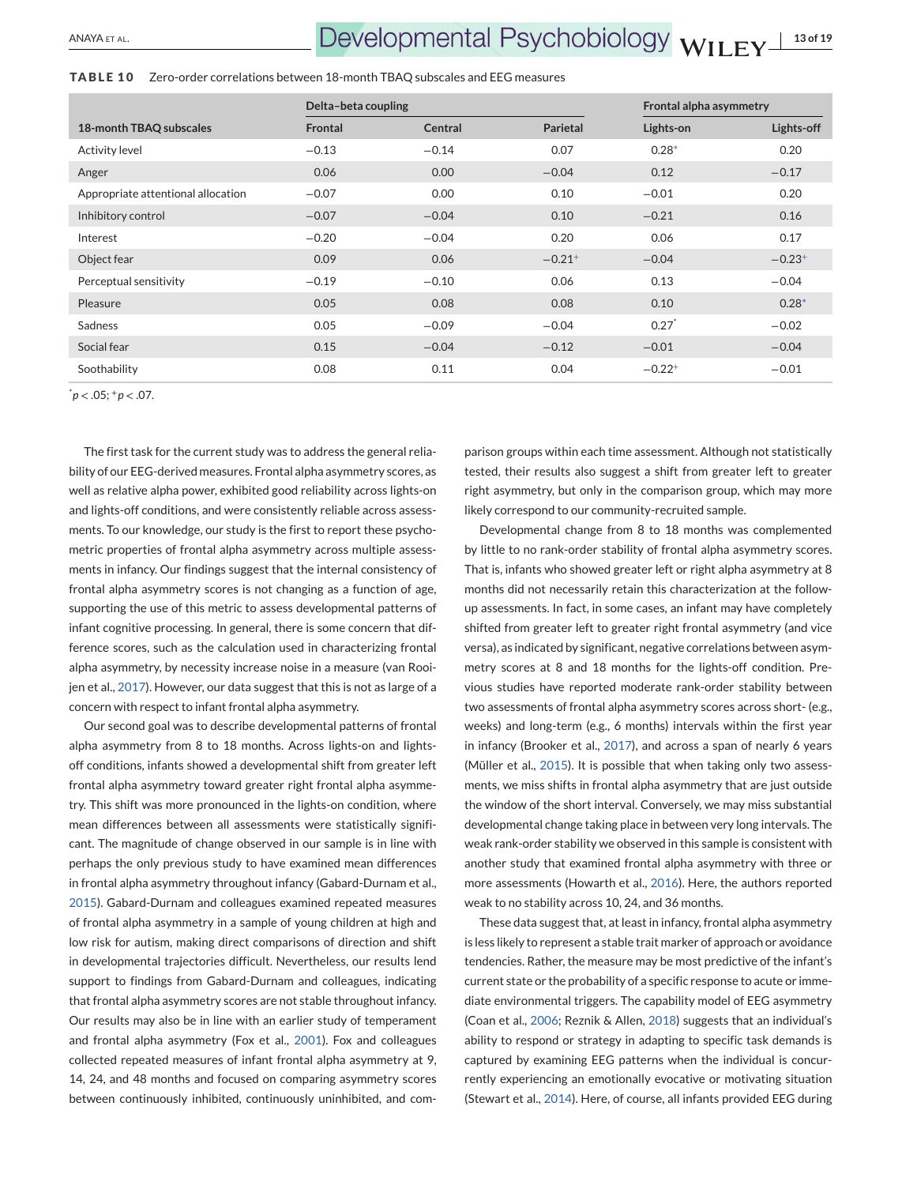**TABLE 10** Zero-order correlations between 18-month TBAQ subscales and EEG measures

| | Delta–beta coupling | | | Frontal alpha asymmetry | |
|---|---|---|---|---|---|
| 18-month TBAQ subscales | Frontal | Central | Parietal | Lights-on | Lights-off |
| Activity level | −0.13 | −0.14 | 0.07 | 0.28* | 0.20 |
| Anger | 0.06 | 0.00 | −0.04 | 0.12 | −0.17 |
| Appropriate attentional allocation | −0.07 | 0.00 | 0.10 | −0.01 | 0.20 |
| Inhibitory control | −0.07 | −0.04 | 0.10 | −0.21 | 0.16 |
| Interest | −0.20 | −0.04 | 0.20 | 0.06 | 0.17 |
| Object fear | 0.09 | 0.06 | −0.21+ | −0.04 | −0.23+ |
| Perceptual sensitivity | −0.19 | −0.10 | 0.06 | 0.13 | −0.04 |
| Pleasure | 0.05 | 0.08 | 0.08 | 0.10 | 0.28* |
| Sadness | 0.05 | −0.09 | −0.04 | 0.27* | −0.02 |
| Social fear | 0.15 | −0.04 | −0.12 | −0.01 | −0.04 |
| Soothability | 0.08 | 0.11 | 0.04 | −0.22+ | −0.01 |

*$p < .05$; +$p < .07$.

The first task for the current study was to address the general reliability of our EEG-derived measures. Frontal alpha asymmetry scores, as well as relative alpha power, exhibited good reliability across lights-on and lights-off conditions, and were consistently reliable across assessments. To our knowledge, our study is the first to report these psychometric properties of frontal alpha asymmetry across multiple assessments in infancy. Our findings suggest that the internal consistency of frontal alpha asymmetry scores is not changing as a function of age, supporting the use of this metric to assess developmental patterns of infant cognitive processing. In general, there is some concern that difference scores, such as the calculation used in characterizing frontal alpha asymmetry, by necessity increase noise in a measure (van Rooijen et al., 2017). However, our data suggest that this is not as large of a concern with respect to infant frontal alpha asymmetry.

Our second goal was to describe developmental patterns of frontal alpha asymmetry from 8 to 18 months. Across lights-on and lights-off conditions, infants showed a developmental shift from greater left frontal alpha asymmetry toward greater right frontal alpha asymmetry. This shift was more pronounced in the lights-on condition, where mean differences between all assessments were statistically significant. The magnitude of change observed in our sample is in line with perhaps the only previous study to have examined mean differences in frontal alpha asymmetry throughout infancy (Gabard-Durnam et al., 2015). Gabard-Durnam and colleagues examined repeated measures of frontal alpha asymmetry in a sample of young children at high and low risk for autism, making direct comparisons of direction and shift in developmental trajectories difficult. Nevertheless, our results lend support to findings from Gabard-Durnam and colleagues, indicating that frontal alpha asymmetry scores are not stable throughout infancy. Our results may also be in line with an earlier study of temperament and frontal alpha asymmetry (Fox et al., 2001). Fox and colleagues collected repeated measures of infant frontal alpha asymmetry at 9, 14, 24, and 48 months and focused on comparing asymmetry scores between continuously inhibited, continuously uninhibited, and comparison groups within each time assessment. Although not statistically tested, their results also suggest a shift from greater left to greater right asymmetry, but only in the comparison group, which may more likely correspond to our community-recruited sample.

Developmental change from 8 to 18 months was complemented by little to no rank-order stability of frontal alpha asymmetry scores. That is, infants who showed greater left or right alpha asymmetry at 8 months did not necessarily retain this characterization at the follow-up assessments. In fact, in some cases, an infant may have completely shifted from greater left to greater right frontal asymmetry (and vice versa), as indicated by significant, negative correlations between asymmetry scores at 8 and 18 months for the lights-off condition. Previous studies have reported moderate rank-order stability between two assessments of frontal alpha asymmetry scores across short- (e.g., weeks) and long-term (e.g., 6 months) intervals within the first year in infancy (Brooker et al., 2017), and across a span of nearly 6 years (Müller et al., 2015). It is possible that when taking only two assessments, we miss shifts in frontal alpha asymmetry that are just outside the window of the short interval. Conversely, we may miss substantial developmental change taking place in between very long intervals. The weak rank-order stability we observed in this sample is consistent with another study that examined frontal alpha asymmetry with three or more assessments (Howarth et al., 2016). Here, the authors reported weak to no stability across 10, 24, and 36 months.

These data suggest that, at least in infancy, frontal alpha asymmetry is less likely to represent a stable trait marker of approach or avoidance tendencies. Rather, the measure may be most predictive of the infant's current state or the probability of a specific response to acute or immediate environmental triggers. The capability model of EEG asymmetry (Coan et al., 2006; Reznik & Allen, 2018) suggests that an individual's ability to respond or strategy in adapting to specific task demands is captured by examining EEG patterns when the individual is concurrently experiencing an emotionally evocative or motivating situation (Stewart et al., 2014). Here, of course, all infants provided EEG during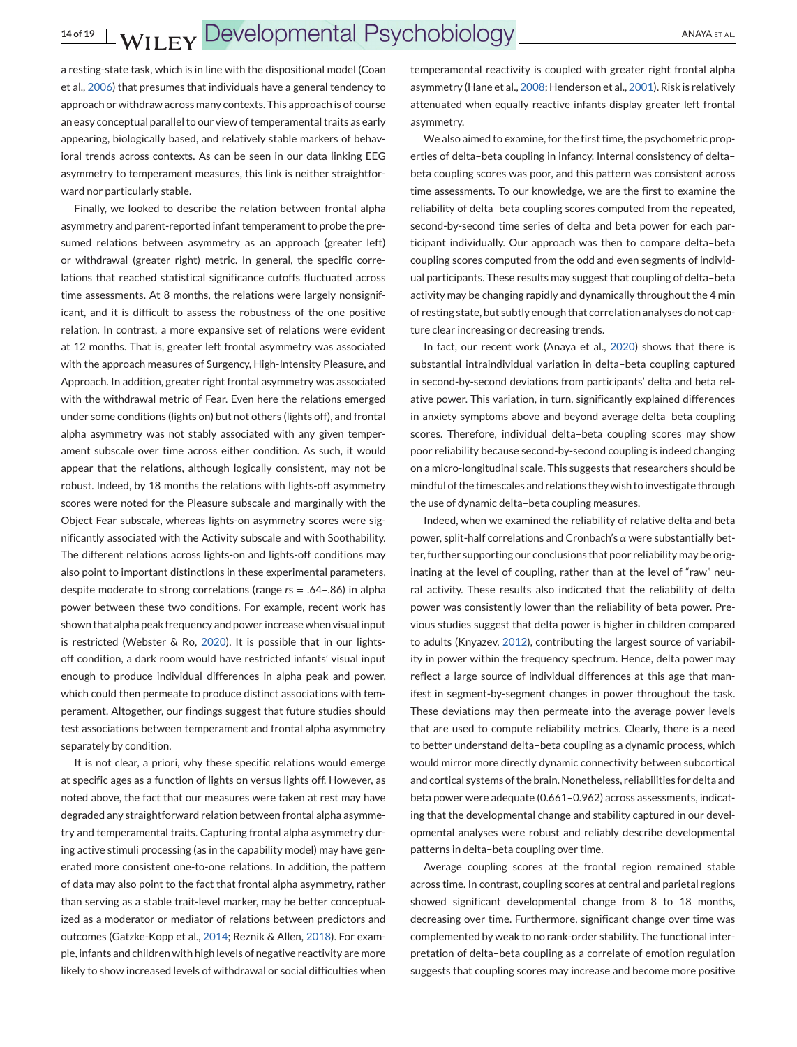a resting-state task, which is in line with the dispositional model (Coan et al., 2006) that presumes that individuals have a general tendency to approach or withdraw across many contexts. This approach is of course an easy conceptual parallel to our view of temperamental traits as early appearing, biologically based, and relatively stable markers of behavioral trends across contexts. As can be seen in our data linking EEG asymmetry to temperament measures, this link is neither straightforward nor particularly stable.

Finally, we looked to describe the relation between frontal alpha asymmetry and parent-reported infant temperament to probe the presumed relations between asymmetry as an approach (greater left) or withdrawal (greater right) metric. In general, the specific correlations that reached statistical significance cutoffs fluctuated across time assessments. At 8 months, the relations were largely nonsignificant, and it is difficult to assess the robustness of the one positive relation. In contrast, a more expansive set of relations were evident at 12 months. That is, greater left frontal asymmetry was associated with the approach measures of Surgency, High-Intensity Pleasure, and Approach. In addition, greater right frontal asymmetry was associated with the withdrawal metric of Fear. Even here the relations emerged under some conditions (lights on) but not others (lights off), and frontal alpha asymmetry was not stably associated with any given temperament subscale over time across either condition. As such, it would appear that the relations, although logically consistent, may not be robust. Indeed, by 18 months the relations with lights-off asymmetry scores were noted for the Pleasure subscale and marginally with the Object Fear subscale, whereas lights-on asymmetry scores were significantly associated with the Activity subscale and with Soothability. The different relations across lights-on and lights-off conditions may also point to important distinctions in these experimental parameters, despite moderate to strong correlations (range $rs = .64–.86$) in alpha power between these two conditions. For example, recent work has shown that alpha peak frequency and power increase when visual input is restricted (Webster & Ro, 2020). It is possible that in our lights-off condition, a dark room would have restricted infants' visual input enough to produce individual differences in alpha peak and power, which could then permeate to produce distinct associations with temperament. Altogether, our findings suggest that future studies should test associations between temperament and frontal alpha asymmetry separately by condition.

It is not clear, a priori, why these specific relations would emerge at specific ages as a function of lights on versus lights off. However, as noted above, the fact that our measures were taken at rest may have degraded any straightforward relation between frontal alpha asymmetry and temperamental traits. Capturing frontal alpha asymmetry during active stimuli processing (as in the capability model) may have generated more consistent one-to-one relations. In addition, the pattern of data may also point to the fact that frontal alpha asymmetry, rather than serving as a stable trait-level marker, may be better conceptualized as a moderator or mediator of relations between predictors and outcomes (Gatzke-Kopp et al., 2014; Reznik & Allen, 2018). For example, infants and children with high levels of negative reactivity are more likely to show increased levels of withdrawal or social difficulties when temperamental reactivity is coupled with greater right frontal alpha asymmetry (Hane et al., 2008; Henderson et al., 2001). Risk is relatively attenuated when equally reactive infants display greater left frontal asymmetry.

We also aimed to examine, for the first time, the psychometric properties of delta–beta coupling in infancy. Internal consistency of delta–beta coupling scores was poor, and this pattern was consistent across time assessments. To our knowledge, we are the first to examine the reliability of delta–beta coupling scores computed from the repeated, second-by-second time series of delta and beta power for each participant individually. Our approach was then to compare delta–beta coupling scores computed from the odd and even segments of individual participants. These results may suggest that coupling of delta–beta activity may be changing rapidly and dynamically throughout the 4 min of resting state, but subtly enough that correlation analyses do not capture clear increasing or decreasing trends.

In fact, our recent work (Anaya et al., 2020) shows that there is substantial intraindividual variation in delta–beta coupling captured in second-by-second deviations from participants' delta and beta relative power. This variation, in turn, significantly explained differences in anxiety symptoms above and beyond average delta–beta coupling scores. Therefore, individual delta–beta coupling scores may show poor reliability because second-by-second coupling is indeed changing on a micro-longitudinal scale. This suggests that researchers should be mindful of the timescales and relations they wish to investigate through the use of dynamic delta–beta coupling measures.

Indeed, when we examined the reliability of relative delta and beta power, split-half correlations and Cronbach's $\alpha$ were substantially better, further supporting our conclusions that poor reliability may be originating at the level of coupling, rather than at the level of "raw" neural activity. These results also indicated that the reliability of delta power was consistently lower than the reliability of beta power. Previous studies suggest that delta power is higher in children compared to adults (Knyazev, 2012), contributing the largest source of variability in power within the frequency spectrum. Hence, delta power may reflect a large source of individual differences at this age that manifest in segment-by-segment changes in power throughout the task. These deviations may then permeate into the average power levels that are used to compute reliability metrics. Clearly, there is a need to better understand delta–beta coupling as a dynamic process, which would mirror more directly dynamic connectivity between subcortical and cortical systems of the brain. Nonetheless, reliabilities for delta and beta power were adequate (0.661–0.962) across assessments, indicating that the developmental change and stability captured in our developmental analyses were robust and reliably describe developmental patterns in delta–beta coupling over time.

Average coupling scores at the frontal region remained stable across time. In contrast, coupling scores at central and parietal regions showed significant developmental change from 8 to 18 months, decreasing over time. Furthermore, significant change over time was complemented by weak to no rank-order stability. The functional interpretation of delta–beta coupling as a correlate of emotion regulation suggests that coupling scores may increase and become more positive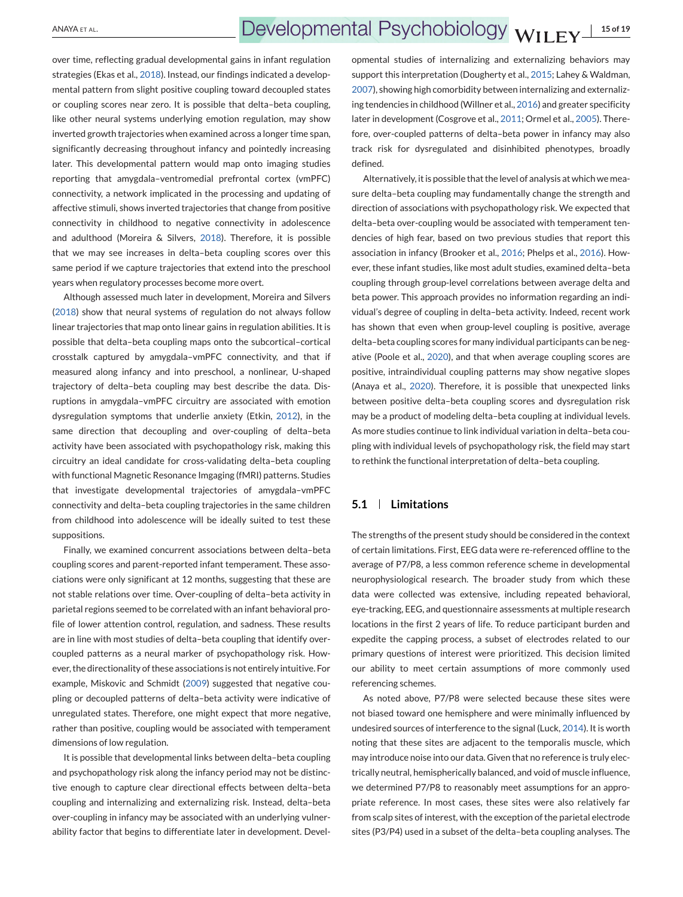over time, reflecting gradual developmental gains in infant regulation strategies (Ekas et al., 2018). Instead, our findings indicated a developmental pattern from slight positive coupling toward decoupled states or coupling scores near zero. It is possible that delta–beta coupling, like other neural systems underlying emotion regulation, may show inverted growth trajectories when examined across a longer time span, significantly decreasing throughout infancy and pointedly increasing later. This developmental pattern would map onto imaging studies reporting that amygdala–ventromedial prefrontal cortex (vmPFC) connectivity, a network implicated in the processing and updating of affective stimuli, shows inverted trajectories that change from positive connectivity in childhood to negative connectivity in adolescence and adulthood (Moreira & Silvers, 2018). Therefore, it is possible that we may see increases in delta–beta coupling scores over this same period if we capture trajectories that extend into the preschool years when regulatory processes become more overt.

Although assessed much later in development, Moreira and Silvers (2018) show that neural systems of regulation do not always follow linear trajectories that map onto linear gains in regulation abilities. It is possible that delta–beta coupling maps onto the subcortical–cortical crosstalk captured by amygdala–vmPFC connectivity, and that if measured along infancy and into preschool, a nonlinear, U-shaped trajectory of delta–beta coupling may best describe the data. Disruptions in amygdala–vmPFC circuitry are associated with emotion dysregulation symptoms that underlie anxiety (Etkin, 2012), in the same direction that decoupling and over-coupling of delta–beta activity have been associated with psychopathology risk, making this circuitry an ideal candidate for cross-validating delta–beta coupling with functional Magnetic Resonance Imgaging (fMRI) patterns. Studies that investigate developmental trajectories of amygdala–vmPFC connectivity and delta–beta coupling trajectories in the same children from childhood into adolescence will be ideally suited to test these suppositions.

Finally, we examined concurrent associations between delta–beta coupling scores and parent-reported infant temperament. These associations were only significant at 12 months, suggesting that these are not stable relations over time. Over-coupling of delta–beta activity in parietal regions seemed to be correlated with an infant behavioral profile of lower attention control, regulation, and sadness. These results are in line with most studies of delta–beta coupling that identify over-coupled patterns as a neural marker of psychopathology risk. However, the directionality of these associations is not entirely intuitive. For example, Miskovic and Schmidt (2009) suggested that negative coupling or decoupled patterns of delta–beta activity were indicative of unregulated states. Therefore, one might expect that more negative, rather than positive, coupling would be associated with temperament dimensions of low regulation.

It is possible that developmental links between delta–beta coupling and psychopathology risk along the infancy period may not be distinctive enough to capture clear directional effects between delta–beta coupling and internalizing and externalizing risk. Instead, delta–beta over-coupling in infancy may be associated with an underlying vulnerability factor that begins to differentiate later in development. Developmental studies of internalizing and externalizing behaviors may support this interpretation (Dougherty et al., 2015; Lahey & Waldman, 2007), showing high comorbidity between internalizing and externalizing tendencies in childhood (Willner et al., 2016) and greater specificity later in development (Cosgrove et al., 2011; Ormel et al., 2005). Therefore, over-coupled patterns of delta–beta power in infancy may also track risk for dysregulated and disinhibited phenotypes, broadly defined.

Alternatively, it is possible that the level of analysis at which we measure delta–beta coupling may fundamentally change the strength and direction of associations with psychopathology risk. We expected that delta–beta over-coupling would be associated with temperament tendencies of high fear, based on two previous studies that report this association in infancy (Brooker et al., 2016; Phelps et al., 2016). However, these infant studies, like most adult studies, examined delta–beta coupling through group-level correlations between average delta and beta power. This approach provides no information regarding an individual's degree of coupling in delta–beta activity. Indeed, recent work has shown that even when group-level coupling is positive, average delta–beta coupling scores for many individual participants can be negative (Poole et al., 2020), and that when average coupling scores are positive, intraindividual coupling patterns may show negative slopes (Anaya et al., 2020). Therefore, it is possible that unexpected links between positive delta–beta coupling scores and dysregulation risk may be a product of modeling delta–beta coupling at individual levels. As more studies continue to link individual variation in delta–beta coupling with individual levels of psychopathology risk, the field may start to rethink the functional interpretation of delta–beta coupling.

### 5.1 | Limitations

The strengths of the present study should be considered in the context of certain limitations. First, EEG data were re-referenced offline to the average of P7/P8, a less common reference scheme in developmental neurophysiological research. The broader study from which these data were collected was extensive, including repeated behavioral, eye-tracking, EEG, and questionnaire assessments at multiple research locations in the first 2 years of life. To reduce participant burden and expedite the capping process, a subset of electrodes related to our primary questions of interest were prioritized. This decision limited our ability to meet certain assumptions of more commonly used referencing schemes.

As noted above, P7/P8 were selected because these sites were not biased toward one hemisphere and were minimally influenced by undesired sources of interference to the signal (Luck, 2014). It is worth noting that these sites are adjacent to the temporalis muscle, which may introduce noise into our data. Given that no reference is truly electrically neutral, hemispherically balanced, and void of muscle influence, we determined P7/P8 to reasonably meet assumptions for an appropriate reference. In most cases, these sites were also relatively far from scalp sites of interest, with the exception of the parietal electrode sites (P3/P4) used in a subset of the delta–beta coupling analyses. The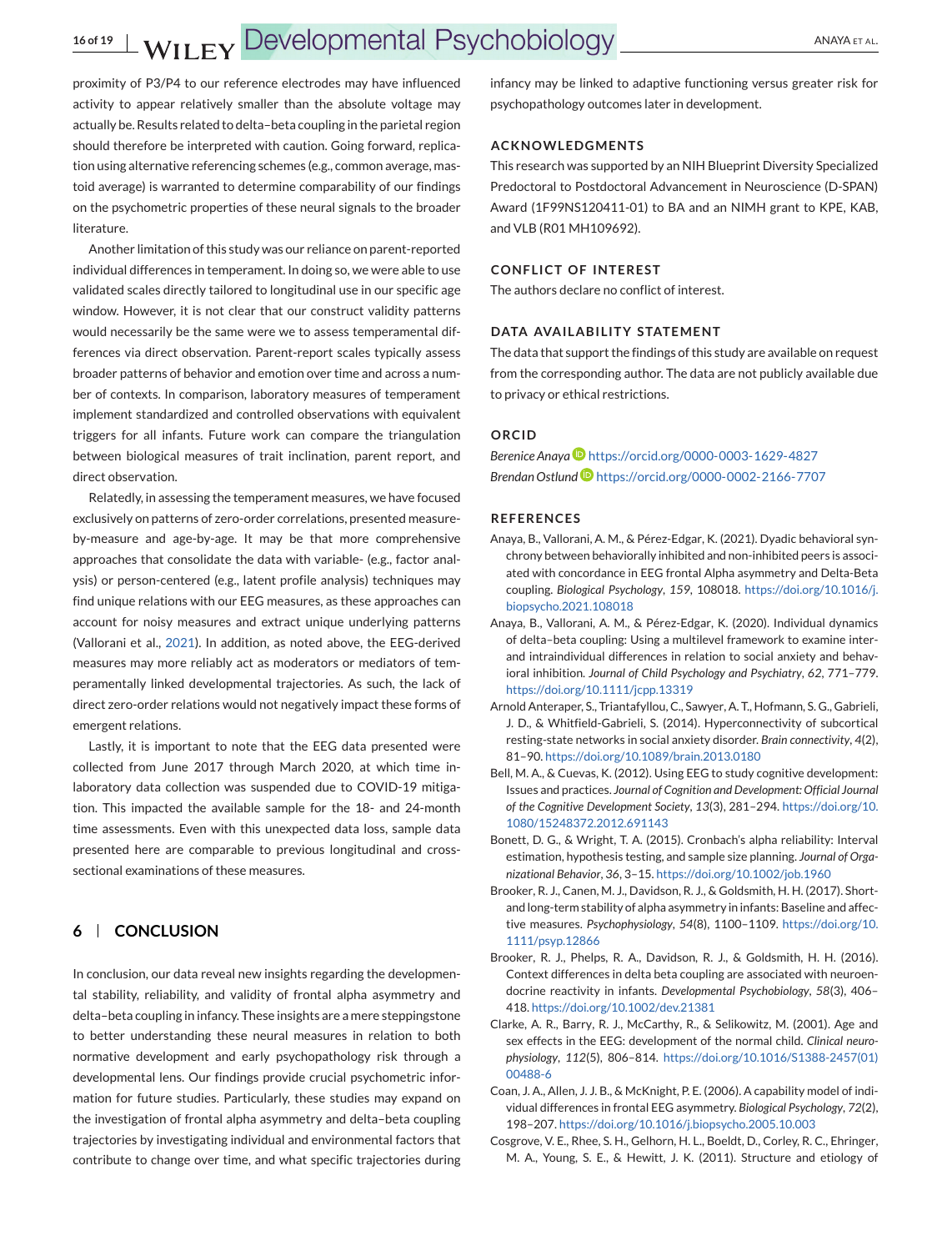proximity of P3/P4 to our reference electrodes may have influenced activity to appear relatively smaller than the absolute voltage may actually be. Results related to delta–beta coupling in the parietal region should therefore be interpreted with caution. Going forward, replication using alternative referencing schemes (e.g., common average, mastoid average) is warranted to determine comparability of our findings on the psychometric properties of these neural signals to the broader literature.

Another limitation of this study was our reliance on parent-reported individual differences in temperament. In doing so, we were able to use validated scales directly tailored to longitudinal use in our specific age window. However, it is not clear that our construct validity patterns would necessarily be the same were we to assess temperamental differences via direct observation. Parent-report scales typically assess broader patterns of behavior and emotion over time and across a number of contexts. In comparison, laboratory measures of temperament implement standardized and controlled observations with equivalent triggers for all infants. Future work can compare the triangulation between biological measures of trait inclination, parent report, and direct observation.

Relatedly, in assessing the temperament measures, we have focused exclusively on patterns of zero-order correlations, presented measure-by-measure and age-by-age. It may be that more comprehensive approaches that consolidate the data with variable- (e.g., factor analysis) or person-centered (e.g., latent profile analysis) techniques may find unique relations with our EEG measures, as these approaches can account for noisy measures and extract unique underlying patterns (Vallorani et al., 2021). In addition, as noted above, the EEG-derived measures may more reliably act as moderators or mediators of temperamentally linked developmental trajectories. As such, the lack of direct zero-order relations would not negatively impact these forms of emergent relations.

Lastly, it is important to note that the EEG data presented were collected from June 2017 through March 2020, at which time in-laboratory data collection was suspended due to COVID-19 mitigation. This impacted the available sample for the 18- and 24-month time assessments. Even with this unexpected data loss, sample data presented here are comparable to previous longitudinal and cross-sectional examinations of these measures.

## 6 | CONCLUSION

In conclusion, our data reveal new insights regarding the developmental stability, reliability, and validity of frontal alpha asymmetry and delta–beta coupling in infancy. These insights are a mere steppingstone to better understanding these neural measures in relation to both normative development and early psychopathology risk through a developmental lens. Our findings provide crucial psychometric information for future studies. Particularly, these studies may expand on the investigation of frontal alpha asymmetry and delta–beta coupling trajectories by investigating individual and environmental factors that contribute to change over time, and what specific trajectories during infancy may be linked to adaptive functioning versus greater risk for psychopathology outcomes later in development.

## ACKNOWLEDGMENTS

This research was supported by an NIH Blueprint Diversity Specialized Predoctoral to Postdoctoral Advancement in Neuroscience (D-SPAN) Award (1F99NS120411-01) to BA and an NIMH grant to KPE, KAB, and VLB (R01 MH109692).

## CONFLICT OF INTEREST

The authors declare no conflict of interest.

## DATA AVAILABILITY STATEMENT

The data that support the findings of this study are available on request from the corresponding author. The data are not publicly available due to privacy or ethical restrictions.

## ORCID

*Berenice Anaya* https://orcid.org/0000-0003-1629-4827
*Brendan Ostlund* https://orcid.org/0000-0002-2166-7707

## REFERENCES

Anaya, B., Vallorani, A. M., & Pérez-Edgar, K. (2021). Dyadic behavioral synchrony between behaviorally inhibited and non-inhibited peers is associated with concordance in EEG frontal Alpha asymmetry and Delta-Beta coupling. *Biological Psychology*, *159*, 108018. https://doi.org/10.1016/j.biopsycho.2021.108018

Anaya, B., Vallorani, A. M., & Pérez-Edgar, K. (2020). Individual dynamics of delta–beta coupling: Using a multilevel framework to examine inter- and intraindividual differences in relation to social anxiety and behavioral inhibition. *Journal of Child Psychology and Psychiatry*, *62*, 771–779. https://doi.org/10.1111/jcpp.13319

Arnold Anteraper, S., Triantafyllou, C., Sawyer, A. T., Hofmann, S. G., Gabrieli, J. D., & Whitfield-Gabrieli, S. (2014). Hyperconnectivity of subcortical resting-state networks in social anxiety disorder. *Brain connectivity*, *4*(2), 81–90. https://doi.org/10.1089/brain.2013.0180

Bell, M. A., & Cuevas, K. (2012). Using EEG to study cognitive development: Issues and practices. *Journal of Cognition and Development: Official Journal of the Cognitive Development Society*, *13*(3), 281–294. https://doi.org/10.1080/15248372.2012.691143

Bonett, D. G., & Wright, T. A. (2015). Cronbach's alpha reliability: Interval estimation, hypothesis testing, and sample size planning. *Journal of Organizational Behavior*, *36*, 3–15. https://doi.org/10.1002/job.1960

Brooker, R. J., Canen, M. J., Davidson, R. J., & Goldsmith, H. H. (2017). Short- and long-term stability of alpha asymmetry in infants: Baseline and affective measures. *Psychophysiology*, *54*(8), 1100–1109. https://doi.org/10.1111/psyp.12866

Brooker, R. J., Phelps, R. A., Davidson, R. J., & Goldsmith, H. H. (2016). Context differences in delta beta coupling are associated with neuroendocrine reactivity in infants. *Developmental Psychobiology*, *58*(3), 406–418. https://doi.org/10.1002/dev.21381

Clarke, A. R., Barry, R. J., McCarthy, R., & Selikowitz, M. (2001). Age and sex effects in the EEG: development of the normal child. *Clinical neurophysiology*, *112*(5), 806–814. https://doi.org/10.1016/S1388-2457(01)00488-6

Coan, J. A., Allen, J. J. B., & McKnight, P. E. (2006). A capability model of individual differences in frontal EEG asymmetry. *Biological Psychology*, *72*(2), 198–207. https://doi.org/10.1016/j.biopsycho.2005.10.003

Cosgrove, V. E., Rhee, S. H., Gelhorn, H. L., Boeldt, D., Corley, R. C., Ehringer, M. A., Young, S. E., & Hewitt, J. K. (2011). Structure and etiology of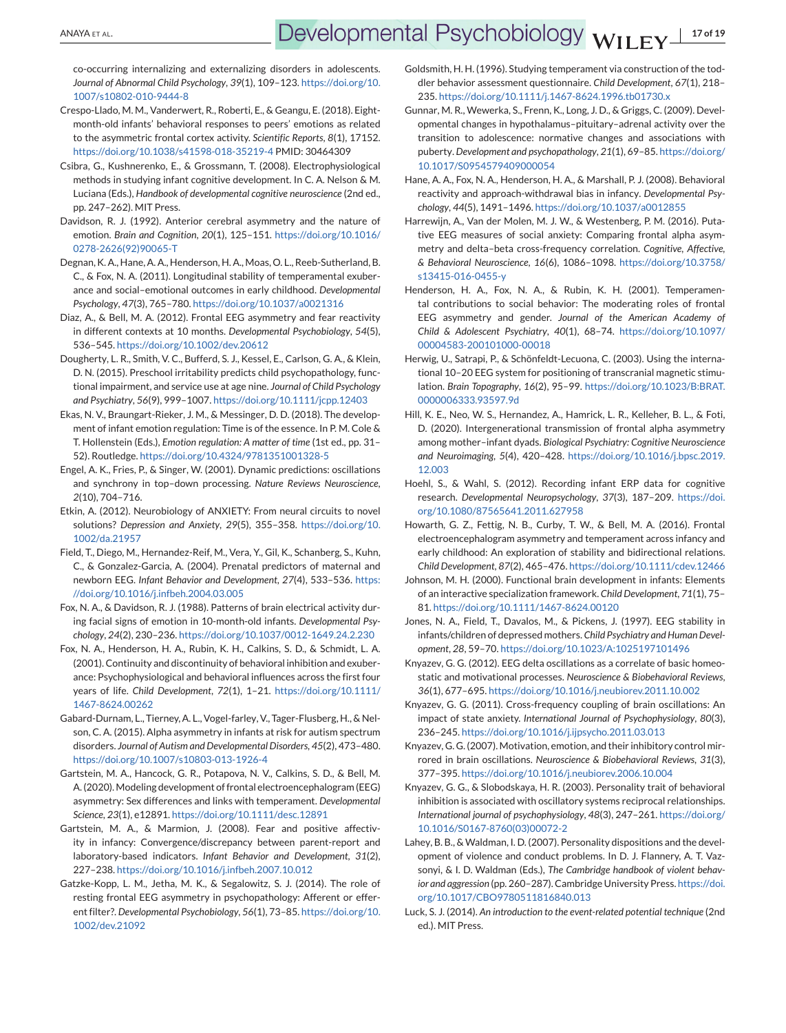co-occurring internalizing and externalizing disorders in adolescents. *Journal of Abnormal Child Psychology*, *39*(1), 109–123. https://doi.org/10.1007/s10802-010-9444-8

Crespo-Llado, M. M., Vanderwert, R., Roberti, E., & Geangu, E. (2018). Eight-month-old infants' behavioral responses to peers' emotions as related to the asymmetric frontal cortex activity. *Scientific Reports*, *8*(1), 17152. https://doi.org/10.1038/s41598-018-35219-4 PMID: 30464309

Csibra, G., Kushnerenko, E., & Grossmann, T. (2008). Electrophysiological methods in studying infant cognitive development. In C. A. Nelson & M. Luciana (Eds.), *Handbook of developmental cognitive neuroscience* (2nd ed., pp. 247–262). MIT Press.

Davidson, R. J. (1992). Anterior cerebral asymmetry and the nature of emotion. *Brain and Cognition*, *20*(1), 125–151. https://doi.org/10.1016/0278-2626(92)90065-T

Degnan, K. A., Hane, A. A., Henderson, H. A., Moas, O. L., Reeb-Sutherland, B. C., & Fox, N. A. (2011). Longitudinal stability of temperamental exuberance and social–emotional outcomes in early childhood. *Developmental Psychology*, *47*(3), 765–780. https://doi.org/10.1037/a0021316

Diaz, A., & Bell, M. A. (2012). Frontal EEG asymmetry and fear reactivity in different contexts at 10 months. *Developmental Psychobiology*, *54*(5), 536–545. https://doi.org/10.1002/dev.20612

Dougherty, L. R., Smith, V. C., Bufferd, S. J., Kessel, E., Carlson, G. A., & Klein, D. N. (2015). Preschool irritability predicts child psychopathology, functional impairment, and service use at age nine. *Journal of Child Psychology and Psychiatry*, *56*(9), 999–1007. https://doi.org/10.1111/jcpp.12403

Ekas, N. V., Braungart-Rieker, J. M., & Messinger, D. D. (2018). The development of infant emotion regulation: Time is of the essence. In P. M. Cole & T. Hollenstein (Eds.), *Emotion regulation: A matter of time* (1st ed., pp. 31–52). Routledge. https://doi.org/10.4324/9781351001328-5

Engel, A. K., Fries, P., & Singer, W. (2001). Dynamic predictions: oscillations and synchrony in top–down processing. *Nature Reviews Neuroscience*, *2*(10), 704–716.

Etkin, A. (2012). Neurobiology of ANXIETY: From neural circuits to novel solutions? *Depression and Anxiety*, *29*(5), 355–358. https://doi.org/10.1002/da.21957

Field, T., Diego, M., Hernandez-Reif, M., Vera, Y., Gil, K., Schanberg, S., Kuhn, C., & Gonzalez-Garcia, A. (2004). Prenatal predictors of maternal and newborn EEG. *Infant Behavior and Development*, *27*(4), 533–536. https://doi.org/10.1016/j.infbeh.2004.03.005

Fox, N. A., & Davidson, R. J. (1988). Patterns of brain electrical activity during facial signs of emotion in 10-month-old infants. *Developmental Psychology*, *24*(2), 230–236. https://doi.org/10.1037/0012-1649.24.2.230

Fox, N. A., Henderson, H. A., Rubin, K. H., Calkins, S. D., & Schmidt, L. A. (2001). Continuity and discontinuity of behavioral inhibition and exuberance: Psychophysiological and behavioral influences across the first four years of life. *Child Development*, *72*(1), 1–21. https://doi.org/10.1111/1467-8624.00262

Gabard-Durnam, L., Tierney, A. L., Vogel-farley, V., Tager-Flusberg, H., & Nelson, C. A. (2015). Alpha asymmetry in infants at risk for autism spectrum disorders. *Journal of Autism and Developmental Disorders*, *45*(2), 473–480. https://doi.org/10.1007/s10803-013-1926-4

Gartstein, M. A., Hancock, G. R., Potapova, N. V., Calkins, S. D., & Bell, M. A. (2020). Modeling development of frontal electroencephalogram (EEG) asymmetry: Sex differences and links with temperament. *Developmental Science*, *23*(1), e12891. https://doi.org/10.1111/desc.12891

Gartstein, M. A., & Marmion, J. (2008). Fear and positive affectivity in infancy: Convergence/discrepancy between parent-report and laboratory-based indicators. *Infant Behavior and Development*, *31*(2), 227–238. https://doi.org/10.1016/j.infbeh.2007.10.012

Gatzke-Kopp, L. M., Jetha, M. K., & Segalowitz, S. J. (2014). The role of resting frontal EEG asymmetry in psychopathology: Afferent or efferent filter?. *Developmental Psychobiology*, *56*(1), 73–85. https://doi.org/10.1002/dev.21092

Goldsmith, H. H. (1996). Studying temperament via construction of the toddler behavior assessment questionnaire. *Child Development*, *67*(1), 218–235. https://doi.org/10.1111/j.1467-8624.1996.tb01730.x

Gunnar, M. R., Wewerka, S., Frenn, K., Long, J. D., & Griggs, C. (2009). Developmental changes in hypothalamus–pituitary–adrenal activity over the transition to adolescence: normative changes and associations with puberty. *Development and psychopathology*, *21*(1), 69–85. https://doi.org/10.1017/S0954579409000054

Hane, A. A., Fox, N. A., Henderson, H. A., & Marshall, P. J. (2008). Behavioral reactivity and approach-withdrawal bias in infancy. *Developmental Psychology*, *44*(5), 1491–1496. https://doi.org/10.1037/a0012855

Harrewijn, A., Van der Molen, M. J. W., & Westenberg, P. M. (2016). Putative EEG measures of social anxiety: Comparing frontal alpha asymmetry and delta–beta cross-frequency correlation. *Cognitive, Affective, & Behavioral Neuroscience*, *16*(6), 1086–1098. https://doi.org/10.3758/s13415-016-0455-y

Henderson, H. A., Fox, N. A., & Rubin, K. H. (2001). Temperamental contributions to social behavior: The moderating roles of frontal EEG asymmetry and gender. *Journal of the American Academy of Child & Adolescent Psychiatry*, *40*(1), 68–74. https://doi.org/10.1097/00004583-200101000-00018

Herwig, U., Satrapi, P., & Schönfeldt-Lecuona, C. (2003). Using the international 10–20 EEG system for positioning of transcranial magnetic stimulation. *Brain Topography*, *16*(2), 95–99. https://doi.org/10.1023/B:BRAT.0000006333.93597.9d

Hill, K. E., Neo, W. S., Hernandez, A., Hamrick, L. R., Kelleher, B. L., & Foti, D. (2020). Intergenerational transmission of frontal alpha asymmetry among mother–infant dyads. *Biological Psychiatry: Cognitive Neuroscience and Neuroimaging*, *5*(4), 420–428. https://doi.org/10.1016/j.bpsc.2019.12.003

Hoehl, S., & Wahl, S. (2012). Recording infant ERP data for cognitive research. *Developmental Neuropsychology*, *37*(3), 187–209. https://doi.org/10.1080/87565641.2011.627958

Howarth, G. Z., Fettig, N. B., Curby, T. W., & Bell, M. A. (2016). Frontal electroencephalogram asymmetry and temperament across infancy and early childhood: An exploration of stability and bidirectional relations. *Child Development*, *87*(2), 465–476. https://doi.org/10.1111/cdev.12466

Johnson, M. H. (2000). Functional brain development in infants: Elements of an interactive specialization framework. *Child Development*, *71*(1), 75–81. https://doi.org/10.1111/1467-8624.00120

Jones, N. A., Field, T., Davalos, M., & Pickens, J. (1997). EEG stability in infants/children of depressed mothers. *Child Psychiatry and Human Development*, *28*, 59–70. https://doi.org/10.1023/A:1025197101496

Knyazev, G. G. (2012). EEG delta oscillations as a correlate of basic homeostatic and motivational processes. *Neuroscience & Biobehavioral Reviews*, *36*(1), 677–695. https://doi.org/10.1016/j.neubiorev.2011.10.002

Knyazev, G. G. (2011). Cross-frequency coupling of brain oscillations: An impact of state anxiety. *International Journal of Psychophysiology*, *80*(3), 236–245. https://doi.org/10.1016/j.ijpsycho.2011.03.013

Knyazev, G. G. (2007). Motivation, emotion, and their inhibitory control mirrored in brain oscillations. *Neuroscience & Biobehavioral Reviews*, *31*(3), 377–395. https://doi.org/10.1016/j.neubiorev.2006.10.004

Knyazev, G. G., & Slobodskaya, H. R. (2003). Personality trait of behavioral inhibition is associated with oscillatory systems reciprocal relationships. *International journal of psychophysiology*, *48*(3), 247–261. https://doi.org/10.1016/S0167-8760(03)00072-2

Lahey, B. B., & Waldman, I. D. (2007). Personality dispositions and the development of violence and conduct problems. In D. J. Flannery, A. T. Vazsonyi, & I. D. Waldman (Eds.), *The Cambridge handbook of violent behavior and aggression* (pp. 260–287). Cambridge University Press. https://doi.org/10.1017/CBO9780511816840.013

Luck, S. J. (2014). *An introduction to the event-related potential technique* (2nd ed.). MIT Press.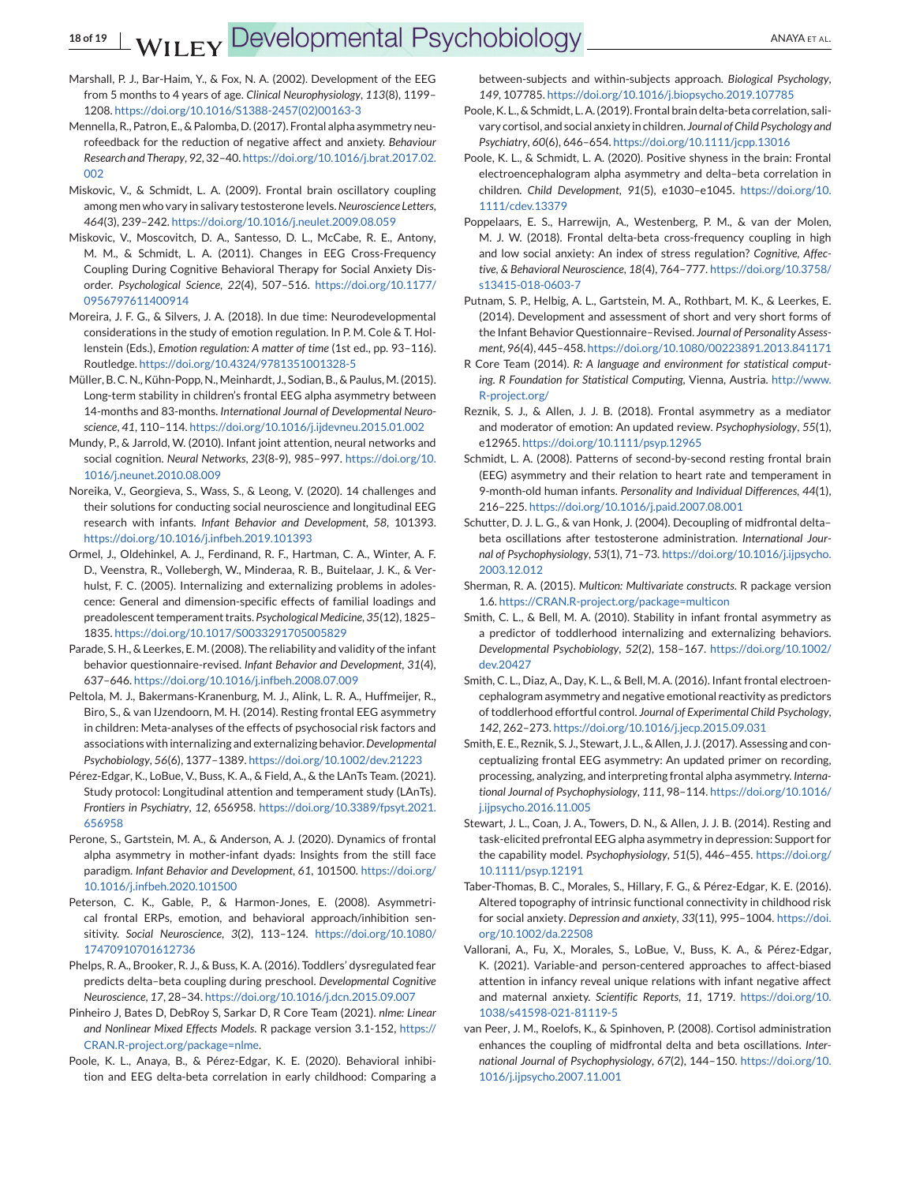Marshall, P. J., Bar-Haim, Y., & Fox, N. A. (2002). Development of the EEG from 5 months to 4 years of age. *Clinical Neurophysiology*, *113*(8), 1199–1208. https://doi.org/10.1016/S1388-2457(02)00163-3

Mennella, R., Patron, E., & Palomba, D. (2017). Frontal alpha asymmetry neurofeedback for the reduction of negative affect and anxiety. *Behaviour Research and Therapy*, *92*, 32–40. https://doi.org/10.1016/j.brat.2017.02.002

Miskovic, V., & Schmidt, L. A. (2009). Frontal brain oscillatory coupling among men who vary in salivary testosterone levels. *Neuroscience Letters*, *464*(3), 239–242. https://doi.org/10.1016/j.neulet.2009.08.059

Miskovic, V., Moscovitch, D. A., Santesso, D. L., McCabe, R. E., Antony, M. M., & Schmidt, L. A. (2011). Changes in EEG Cross-Frequency Coupling During Cognitive Behavioral Therapy for Social Anxiety Disorder. *Psychological Science*, *22*(4), 507–516. https://doi.org/10.1177/0956797611400914

Moreira, J. F. G., & Silvers, J. A. (2018). In due time: Neurodevelopmental considerations in the study of emotion regulation. In P. M. Cole & T. Hollenstein (Eds.), *Emotion regulation: A matter of time* (1st ed., pp. 93–116). Routledge. https://doi.org/10.4324/9781351001328-5

Müller, B. C. N., Kühn-Popp, N., Meinhardt, J., Sodian, B., & Paulus, M. (2015). Long-term stability in children's frontal EEG alpha asymmetry between 14-months and 83-months. *International Journal of Developmental Neuroscience*, *41*, 110–114. https://doi.org/10.1016/j.ijdevneu.2015.01.002

Mundy, P., & Jarrold, W. (2010). Infant joint attention, neural networks and social cognition. *Neural Networks*, *23*(8-9), 985–997. https://doi.org/10.1016/j.neunet.2010.08.009

Noreika, V., Georgieva, S., Wass, S., & Leong, V. (2020). 14 challenges and their solutions for conducting social neuroscience and longitudinal EEG research with infants. *Infant Behavior and Development*, *58*, 101393. https://doi.org/10.1016/j.infbeh.2019.101393

Ormel, J., Oldehinkel, A. J., Ferdinand, R. F., Hartman, C. A., Winter, A. F. D., Veenstra, R., Vollebergh, W., Minderaa, R. B., Buitelaar, J. K., & Verhulst, F. C. (2005). Internalizing and externalizing problems in adolescence: General and dimension-specific effects of familial loadings and preadolescent temperament traits. *Psychological Medicine*, *35*(12), 1825–1835. https://doi.org/10.1017/S0033291705005829

Parade, S. H., & Leerkes, E. M. (2008). The reliability and validity of the infant behavior questionnaire-revised. *Infant Behavior and Development*, *31*(4), 637–646. https://doi.org/10.1016/j.infbeh.2008.07.009

Peltola, M. J., Bakermans-Kranenburg, M. J., Alink, L. R. A., Huffmeijer, R., Biro, S., & van IJzendoorn, M. H. (2014). Resting frontal EEG asymmetry in children: Meta-analyses of the effects of psychosocial risk factors and associations with internalizing and externalizing behavior. *Developmental Psychobiology*, *56*(6), 1377–1389. https://doi.org/10.1002/dev.21223

Pérez-Edgar, K., LoBue, V., Buss, K. A., & Field, A., & the LAnTs Team. (2021). Study protocol: Longitudinal attention and temperament study (LAnTs). *Frontiers in Psychiatry*, *12*, 656958. https://doi.org/10.3389/fpsyt.2021.656958

Perone, S., Gartstein, M. A., & Anderson, A. J. (2020). Dynamics of frontal alpha asymmetry in mother-infant dyads: Insights from the still face paradigm. *Infant Behavior and Development*, *61*, 101500. https://doi.org/10.1016/j.infbeh.2020.101500

Peterson, C. K., Gable, P., & Harmon-Jones, E. (2008). Asymmetrical frontal ERPs, emotion, and behavioral approach/inhibition sensitivity. *Social Neuroscience*, *3*(2), 113–124. https://doi.org/10.1080/17470910701612736

Phelps, R. A., Brooker, R. J., & Buss, K. A. (2016). Toddlers' dysregulated fear predicts delta–beta coupling during preschool. *Developmental Cognitive Neuroscience*, *17*, 28–34. https://doi.org/10.1016/j.dcn.2015.09.007

Pinheiro J, Bates D, DebRoy S, Sarkar D, R Core Team (2021). *nlme: Linear and Nonlinear Mixed Effects Models*. R package version 3.1-152, https://CRAN.R-project.org/package=nlme.

Poole, K. L., Anaya, B., & Pérez-Edgar, K. E. (2020). Behavioral inhibition and EEG delta-beta correlation in early childhood: Comparing a between-subjects and within-subjects approach. *Biological Psychology*, *149*, 107785. https://doi.org/10.1016/j.biopsycho.2019.107785

Poole, K. L., & Schmidt, L. A. (2019). Frontal brain delta-beta correlation, salivary cortisol, and social anxiety in children. *Journal of Child Psychology and Psychiatry*, *60*(6), 646–654. https://doi.org/10.1111/jcpp.13016

Poole, K. L., & Schmidt, L. A. (2020). Positive shyness in the brain: Frontal electroencephalogram alpha asymmetry and delta–beta correlation in children. *Child Development*, *91*(5), e1030–e1045. https://doi.org/10.1111/cdev.13379

Poppelaars, E. S., Harrewijn, A., Westenberg, P. M., & van der Molen, M. J. W. (2018). Frontal delta-beta cross-frequency coupling in high and low social anxiety: An index of stress regulation? *Cognitive, Affective, & Behavioral Neuroscience*, *18*(4), 764–777. https://doi.org/10.3758/s13415-018-0603-7

Putnam, S. P., Helbig, A. L., Gartstein, M. A., Rothbart, M. K., & Leerkes, E. (2014). Development and assessment of short and very short forms of the Infant Behavior Questionnaire–Revised. *Journal of Personality Assessment*, *96*(4), 445–458. https://doi.org/10.1080/00223891.2013.841171

R Core Team (2014). *R: A language and environment for statistical computing. R Foundation for Statistical Computing*, Vienna, Austria. http://www.R-project.org/

Reznik, S. J., & Allen, J. J. B. (2018). Frontal asymmetry as a mediator and moderator of emotion: An updated review. *Psychophysiology*, *55*(1), e12965. https://doi.org/10.1111/psyp.12965

Schmidt, L. A. (2008). Patterns of second-by-second resting frontal brain (EEG) asymmetry and their relation to heart rate and temperament in 9-month-old human infants. *Personality and Individual Differences*, *44*(1), 216–225. https://doi.org/10.1016/j.paid.2007.08.001

Schutter, D. J. L. G., & van Honk, J. (2004). Decoupling of midfrontal delta–beta oscillations after testosterone administration. *International Journal of Psychophysiology*, *53*(1), 71–73. https://doi.org/10.1016/j.ijpsycho.2003.12.012

Sherman, R. A. (2015). *Multicon: Multivariate constructs*. R package version 1.6. https://CRAN.R-project.org/package=multicon

Smith, C. L., & Bell, M. A. (2010). Stability in infant frontal asymmetry as a predictor of toddlerhood internalizing and externalizing behaviors. *Developmental Psychobiology*, *52*(2), 158–167. https://doi.org/10.1002/dev.20427

Smith, C. L., Diaz, A., Day, K. L., & Bell, M. A. (2016). Infant frontal electroencephalogram asymmetry and negative emotional reactivity as predictors of toddlerhood effortful control. *Journal of Experimental Child Psychology*, *142*, 262–273. https://doi.org/10.1016/j.jecp.2015.09.031

Smith, E. E., Reznik, S. J., Stewart, J. L., & Allen, J. J. (2017). Assessing and conceptualizing frontal EEG asymmetry: An updated primer on recording, processing, analyzing, and interpreting frontal alpha asymmetry. *International Journal of Psychophysiology*, *111*, 98–114. https://doi.org/10.1016/j.ijpsycho.2016.11.005

Stewart, J. L., Coan, J. A., Towers, D. N., & Allen, J. J. B. (2014). Resting and task-elicited prefrontal EEG alpha asymmetry in depression: Support for the capability model. *Psychophysiology*, *51*(5), 446–455. https://doi.org/10.1111/psyp.12191

Taber-Thomas, B. C., Morales, S., Hillary, F. G., & Pérez-Edgar, K. E. (2016). Altered topography of intrinsic functional connectivity in childhood risk for social anxiety. *Depression and anxiety*, *33*(11), 995–1004. https://doi.org/10.1002/da.22508

Vallorani, A., Fu, X., Morales, S., LoBue, V., Buss, K. A., & Pérez-Edgar, K. (2021). Variable-and person-centered approaches to affect-biased attention in infancy reveal unique relations with infant negative affect and maternal anxiety. *Scientific Reports*, *11*, 1719. https://doi.org/10.1038/s41598-021-81119-5

van Peer, J. M., Roelofs, K., & Spinhoven, P. (2008). Cortisol administration enhances the coupling of midfrontal delta and beta oscillations. *International Journal of Psychophysiology*, *67*(2), 144–150. https://doi.org/10.1016/j.ijpsycho.2007.11.001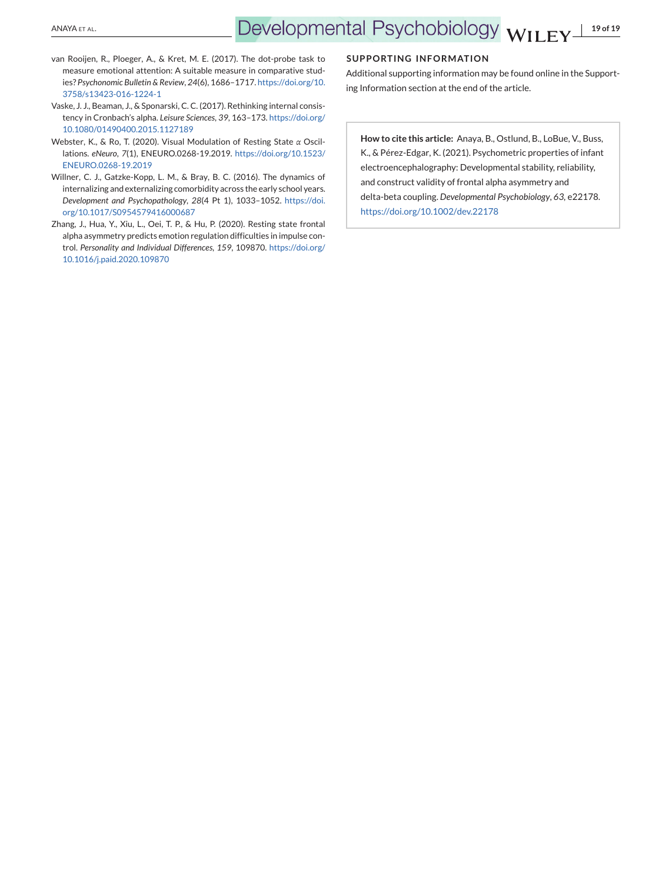van Rooijen, R., Ploeger, A., & Kret, M. E. (2017). The dot-probe task to measure emotional attention: A suitable measure in comparative studies? *Psychonomic Bulletin & Review*, *24*(6), 1686–1717. https://doi.org/10.3758/s13423-016-1224-1

Vaske, J. J., Beaman, J., & Sponarski, C. C. (2017). Rethinking internal consistency in Cronbach's alpha. *Leisure Sciences*, *39*, 163–173. https://doi.org/10.1080/01490400.2015.1127189

Webster, K., & Ro, T. (2020). Visual Modulation of Resting State $\alpha$ Oscillations. *eNeuro*, *7*(1), ENEURO.0268-19.2019. https://doi.org/10.1523/ENEURO.0268-19.2019

Willner, C. J., Gatzke-Kopp, L. M., & Bray, B. C. (2016). The dynamics of internalizing and externalizing comorbidity across the early school years. *Development and Psychopathology*, *28*(4 Pt 1), 1033–1052. https://doi.org/10.1017/S0954579416000687

Zhang, J., Hua, Y., Xiu, L., Oei, T. P., & Hu, P. (2020). Resting state frontal alpha asymmetry predicts emotion regulation difficulties in impulse control. *Personality and Individual Differences*, *159*, 109870. https://doi.org/10.1016/j.paid.2020.109870

## SUPPORTING INFORMATION

Additional supporting information may be found online in the Supporting Information section at the end of the article.

**How to cite this article:** Anaya, B., Ostlund, B., LoBue, V., Buss, K., & Pérez-Edgar, K. (2021). Psychometric properties of infant electroencephalography: Developmental stability, reliability, and construct validity of frontal alpha asymmetry and delta-beta coupling. *Developmental Psychobiology*, *63*, e22178. https://doi.org/10.1002/dev.22178